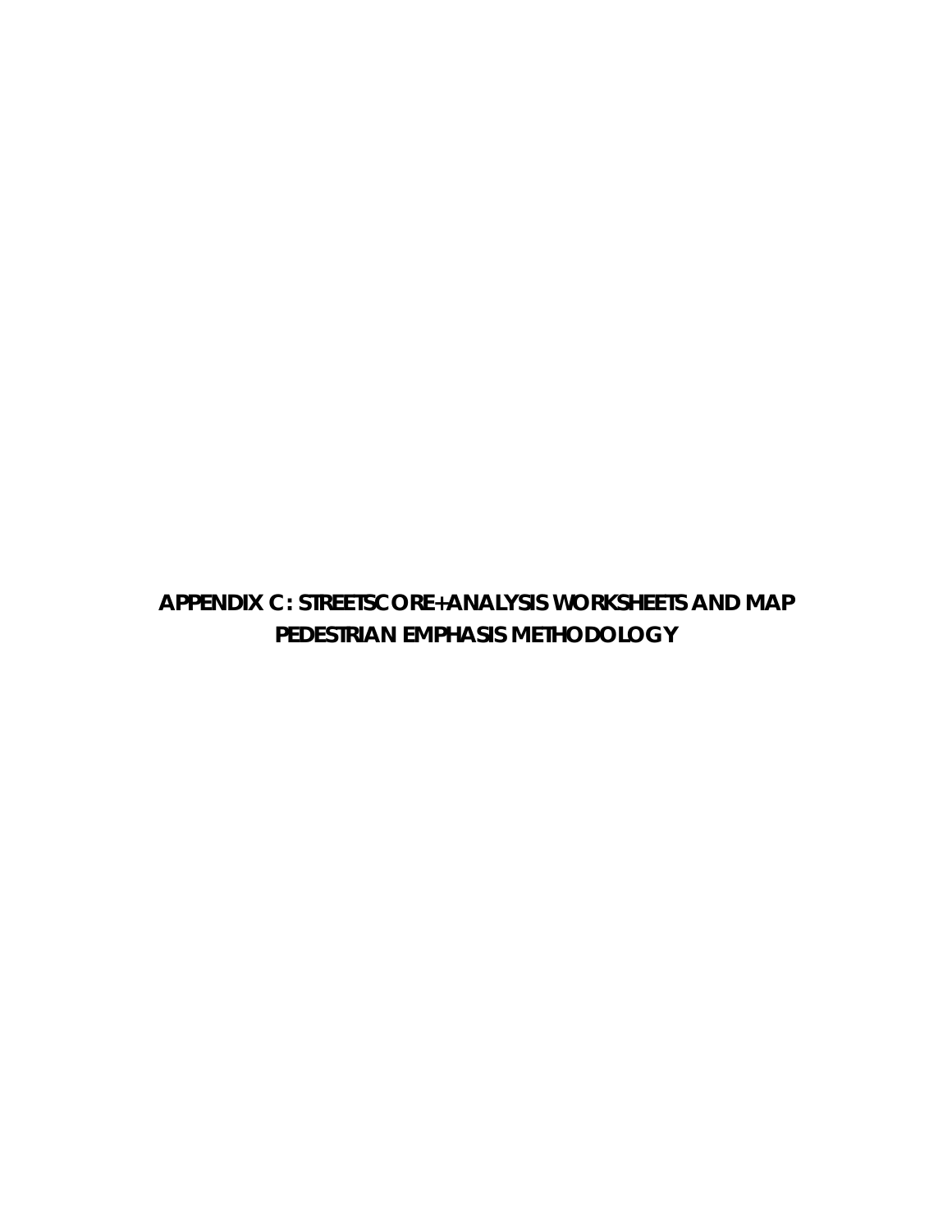# APPENDIX C : STREETSCORE+ANALYSIS WORKSHEETS AND MAP PEDESTRIAN EMPHASIS METHODOLOGY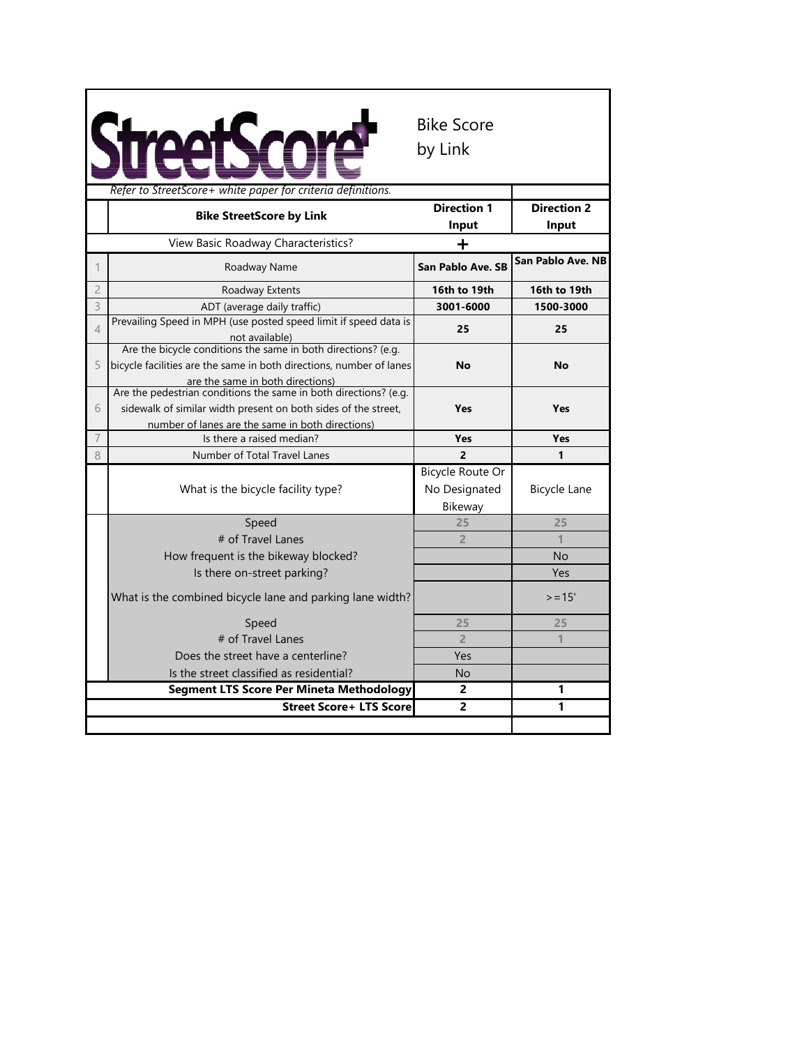# StreetScore+ Bike Score by Link

*Refer to StreetScore+ white paper for criteria definitions.*

| | Bike StreetScore by Link | Direction 1 Input | Direction 2 Input |
|---|---|---|---|
| | View Basic Roadway Characteristics? | + | |
| 1 | Roadway Name | **San Pablo Ave. SB** | **San Pablo Ave. NB** |
| 2 | Roadway Extents | **16th to 19th** | **16th to 19th** |
| 3 | ADT (average daily traffic) | **3001-6000** | **1500-3000** |
| 4 | Prevailing Speed in MPH (use posted speed limit if speed data is not available) | **25** | **25** |
| 5 | Are the bicycle conditions the same in both directions? (e.g. bicycle facilities are the same in both directions, number of lanes are the same in both directions) | **No** | **No** |
| 6 | Are the pedestrian conditions the same in both directions? (e.g. sidewalk of similar width present on both sides of the street, number of lanes are the same in both directions) | **Yes** | **Yes** |
| 7 | Is there a raised median? | **Yes** | **Yes** |
| 8 | Number of Total Travel Lanes | **2** | **1** |
| | What is the bicycle facility type? | Bicycle Route Or No Designated Bikeway | Bicycle Lane |
| | Speed | 25 | 25 |
| | # of Travel Lanes | 2 | 1 |
| | How frequent is the bikeway blocked? | | No |
| | Is there on-street parking? | | Yes |
| | What is the combined bicycle lane and parking lane width? | | >=15' |
| | Speed | 25 | 25 |
| | # of Travel Lanes | 2 | 1 |
| | Does the street have a centerline? | Yes | |
| | Is the street classified as residential? | No | |
| | **Segment LTS Score Per Mineta Methodology** | **2** | **1** |
| | **Street Score+ LTS Score** | **2** | **1** |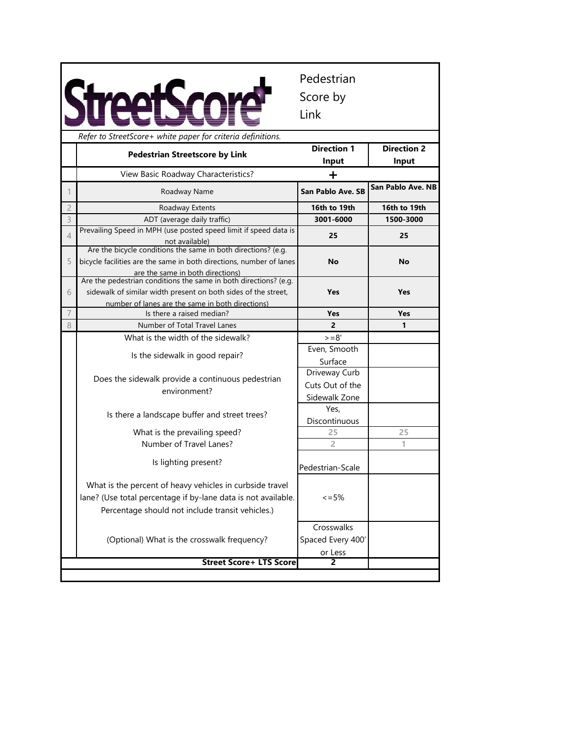# StreetScore+ Pedestrian Score by Link

*Refer to StreetScore+ white paper for criteria definitions.*

| | Pedestrian Streetscore by Link | Direction 1 Input | Direction 2 Input |
|---|---|---|---|
| | View Basic Roadway Characteristics? | + | |
| 1 | Roadway Name | **San Pablo Ave. SB** | **San Pablo Ave. NB** |
| 2 | Roadway Extents | **16th to 19th** | **16th to 19th** |
| 3 | ADT (average daily traffic) | **3001-6000** | **1500-3000** |
| 4 | Prevailing Speed in MPH (use posted speed limit if speed data is not available) | **25** | **25** |
| 5 | Are the bicycle conditions the same in both directions? (e.g. bicycle facilities are the same in both directions, number of lanes are the same in both directions) | **No** | **No** |
| 6 | Are the pedestrian conditions the same in both directions? (e.g. sidewalk of similar width present on both sides of the street, number of lanes are the same in both directions) | **Yes** | **Yes** |
| 7 | Is there a raised median? | **Yes** | **Yes** |
| 8 | Number of Total Travel Lanes | **2** | **1** |
| | What is the width of the sidewalk? | >=8' | |
| | Is the sidewalk in good repair? | Even, Smooth Surface | |
| | Does the sidewalk provide a continuous pedestrian environment? | Driveway Curb Cuts Out of the Sidewalk Zone | |
| | Is there a landscape buffer and street trees? | Yes, Discontinuous | |
| | What is the prevailing speed? | 25 | 25 |
| | Number of Travel Lanes? | 2 | 1 |
| | Is lighting present? | Pedestrian-Scale | |
| | What is the percent of heavy vehicles in curbside travel lane? (Use total percentage if by-lane data is not available. Percentage should not include transit vehicles.) | <=5% | |
| | (Optional) What is the crosswalk frequency? | Crosswalks Spaced Every 400' or Less | |
| | **Street Score+ LTS Score** | **2** | |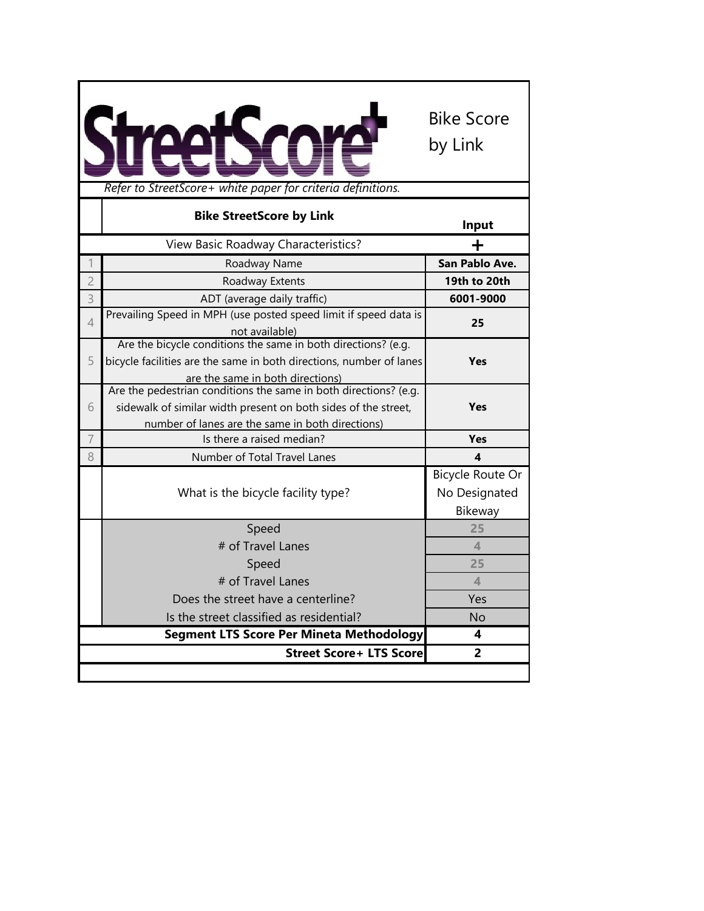# StreetScore+

Bike Score by Link

*Refer to StreetScore+ white paper for criteria definitions.*

| | Bike StreetScore by Link | Input |
|---|---|---|
| | View Basic Roadway Characteristics? | + |
| 1 | Roadway Name | **San Pablo Ave.** |
| 2 | Roadway Extents | **19th to 20th** |
| 3 | ADT (average daily traffic) | **6001-9000** |
| 4 | Prevailing Speed in MPH (use posted speed limit if speed data is not available) | **25** |
| 5 | Are the bicycle conditions the same in both directions? (e.g. bicycle facilities are the same in both directions, number of lanes are the same in both directions) | **Yes** |
| 6 | Are the pedestrian conditions the same in both directions? (e.g. sidewalk of similar width present on both sides of the street, number of lanes are the same in both directions) | **Yes** |
| 7 | Is there a raised median? | **Yes** |
| 8 | Number of Total Travel Lanes | **4** |
| | What is the bicycle facility type? | Bicycle Route Or No Designated Bikeway |
| | Speed | 25 |
| | # of Travel Lanes | 4 |
| | Speed | 25 |
| | # of Travel Lanes | 4 |
| | Does the street have a centerline? | Yes |
| | Is the street classified as residential? | No |
| | **Segment LTS Score Per Mineta Methodology** | **4** |
| | **Street Score+ LTS Score** | **2** |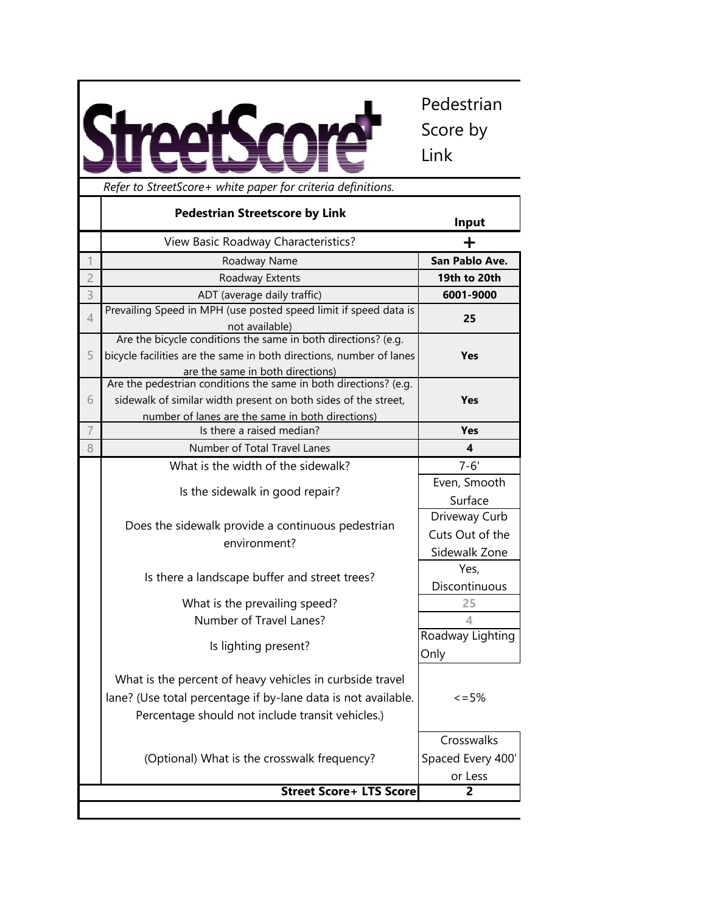# StreetScore+ Pedestrian Score by Link

*Refer to StreetScore+ white paper for criteria definitions.*

| | Pedestrian Streetscore by Link | Input |
|---|---|---|
| | View Basic Roadway Characteristics? | + |
| 1 | Roadway Name | **San Pablo Ave.** |
| 2 | Roadway Extents | **19th to 20th** |
| 3 | ADT (average daily traffic) | **6001-9000** |
| 4 | Prevailing Speed in MPH (use posted speed limit if speed data is not available) | **25** |
| 5 | Are the bicycle conditions the same in both directions? (e.g. bicycle facilities are the same in both directions, number of lanes are the same in both directions) | **Yes** |
| 6 | Are the pedestrian conditions the same in both directions? (e.g. sidewalk of similar width present on both sides of the street, number of lanes are the same in both directions) | **Yes** |
| 7 | Is there a raised median? | **Yes** |
| 8 | Number of Total Travel Lanes | **4** |
| | What is the width of the sidewalk? | 7-6' |
| | Is the sidewalk in good repair? | Even, Smooth Surface |
| | Does the sidewalk provide a continuous pedestrian environment? | Driveway Curb Cuts Out of the Sidewalk Zone |
| | Is there a landscape buffer and street trees? | Yes, Discontinuous |
| | What is the prevailing speed? | 25 |
| | Number of Travel Lanes? | 4 |
| | Is lighting present? | Roadway Lighting Only |
| | What is the percent of heavy vehicles in curbside travel lane? (Use total percentage if by-lane data is not available. Percentage should not include transit vehicles.) | <=5% |
| | (Optional) What is the crosswalk frequency? | Crosswalks Spaced Every 400' or Less |
| | **Street Score+ LTS Score** | **2** |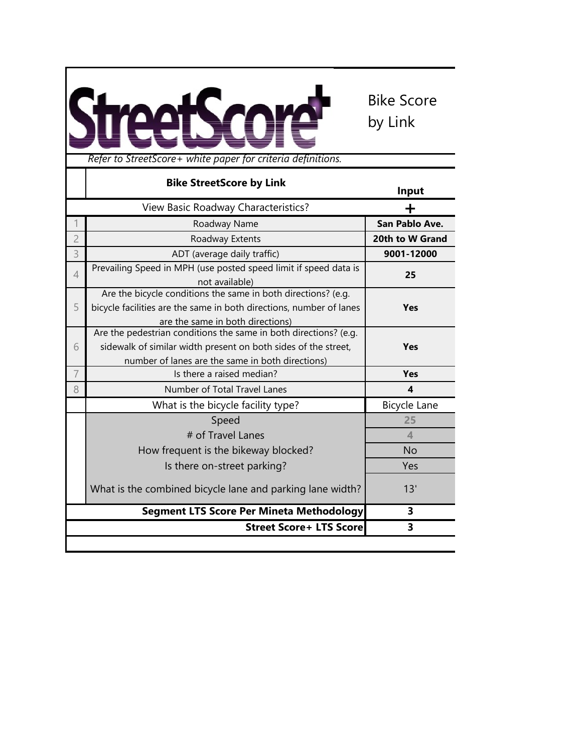# StreetScore+

Bike Score by Link

*Refer to StreetScore+ white paper for criteria definitions.*

| | Bike StreetScore by Link | Input |
|---|---|---|
| | View Basic Roadway Characteristics? | + |
| 1 | Roadway Name | **San Pablo Ave.** |
| 2 | Roadway Extents | **20th to W Grand** |
| 3 | ADT (average daily traffic) | **9001-12000** |
| 4 | Prevailing Speed in MPH (use posted speed limit if speed data is not available) | **25** |
| 5 | Are the bicycle conditions the same in both directions? (e.g. bicycle facilities are the same in both directions, number of lanes are the same in both directions) | **Yes** |
| 6 | Are the pedestrian conditions the same in both directions? (e.g. sidewalk of similar width present on both sides of the street, number of lanes are the same in both directions) | **Yes** |
| 7 | Is there a raised median? | **Yes** |
| 8 | Number of Total Travel Lanes | **4** |
| | What is the bicycle facility type? | Bicycle Lane |
| | Speed | 25 |
| | # of Travel Lanes | 4 |
| | How frequent is the bikeway blocked? | No |
| | Is there on-street parking? | Yes |
| | What is the combined bicycle lane and parking lane width? | 13' |
| | **Segment LTS Score Per Mineta Methodology** | **3** |
| | **Street Score+ LTS Score** | **3** |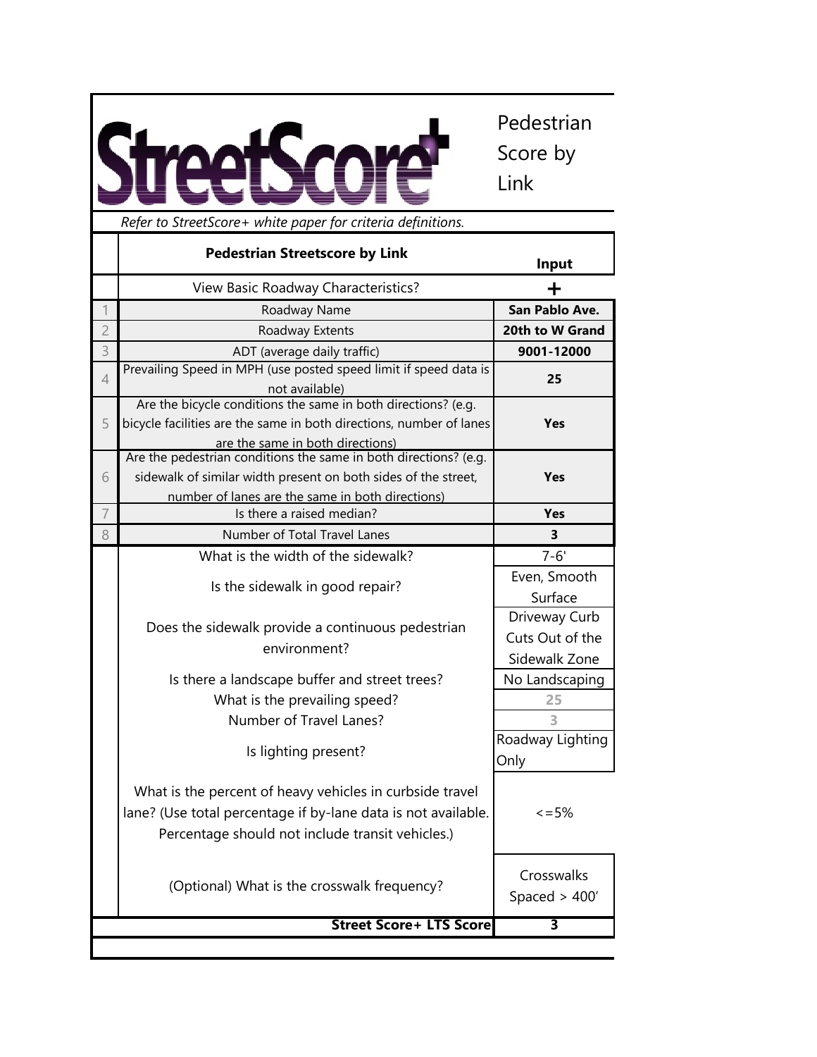# StreetScore+

Pedestrian Score by Link

*Refer to StreetScore+ white paper for criteria definitions.*

| | Pedestrian Streetscore by Link | Input |
|---|---|---|
| | View Basic Roadway Characteristics? | + |
| 1 | Roadway Name | **San Pablo Ave.** |
| 2 | Roadway Extents | **20th to W Grand** |
| 3 | ADT (average daily traffic) | **9001-12000** |
| 4 | Prevailing Speed in MPH (use posted speed limit if speed data is not available) | **25** |
| 5 | Are the bicycle conditions the same in both directions? (e.g. bicycle facilities are the same in both directions, number of lanes are the same in both directions) | **Yes** |
| 6 | Are the pedestrian conditions the same in both directions? (e.g. sidewalk of similar width present on both sides of the street, number of lanes are the same in both directions) | **Yes** |
| 7 | Is there a raised median? | **Yes** |
| 8 | Number of Total Travel Lanes | **3** |
| | What is the width of the sidewalk? | 7-6' |
| | Is the sidewalk in good repair? | Even, Smooth Surface |
| | Does the sidewalk provide a continuous pedestrian environment? | Driveway Curb Cuts Out of the Sidewalk Zone |
| | Is there a landscape buffer and street trees? | No Landscaping |
| | What is the prevailing speed? | 25 |
| | Number of Travel Lanes? | 3 |
| | Is lighting present? | Roadway Lighting Only |
| | What is the percent of heavy vehicles in curbside travel lane? (Use total percentage if by-lane data is not available. Percentage should not include transit vehicles.) | <=5% |
| | (Optional) What is the crosswalk frequency? | Crosswalks Spaced > 400' |
| | **Street Score+ LTS Score** | **3** |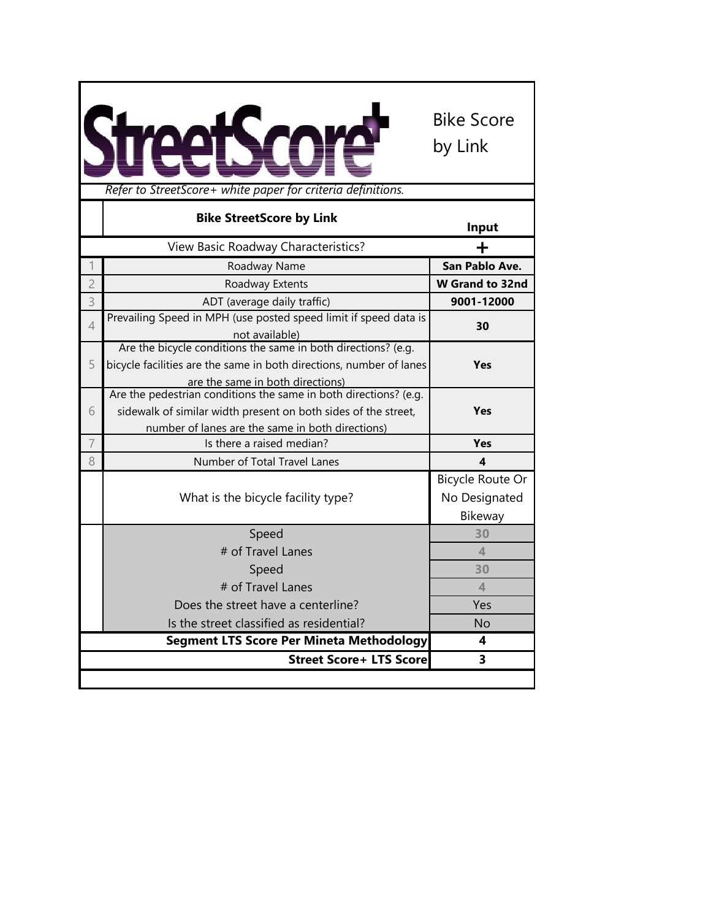# StreetScore+

Bike Score by Link

*Refer to StreetScore+ white paper for criteria definitions.*

| | Bike StreetScore by Link | Input |
|---|---|---|
| | View Basic Roadway Characteristics? | + |
| 1 | Roadway Name | **San Pablo Ave.** |
| 2 | Roadway Extents | **W Grand to 32nd** |
| 3 | ADT (average daily traffic) | **9001-12000** |
| 4 | Prevailing Speed in MPH (use posted speed limit if speed data is not available) | **30** |
| 5 | Are the bicycle conditions the same in both directions? (e.g. bicycle facilities are the same in both directions, number of lanes are the same in both directions) | **Yes** |
| 6 | Are the pedestrian conditions the same in both directions? (e.g. sidewalk of similar width present on both sides of the street, number of lanes are the same in both directions) | **Yes** |
| 7 | Is there a raised median? | **Yes** |
| 8 | Number of Total Travel Lanes | **4** |
| | What is the bicycle facility type? | Bicycle Route Or No Designated Bikeway |
| | Speed | 30 |
| | # of Travel Lanes | 4 |
| | Speed | 30 |
| | # of Travel Lanes | 4 |
| | Does the street have a centerline? | Yes |
| | Is the street classified as residential? | No |
| | **Segment LTS Score Per Mineta Methodology** | **4** |
| | **Street Score+ LTS Score** | **3** |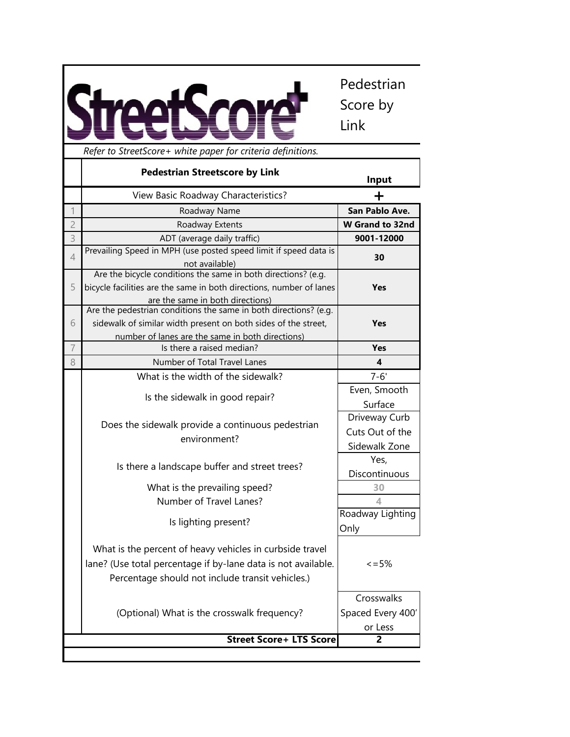# StreetScore+

Pedestrian Score by Link

*Refer to StreetScore+ white paper for criteria definitions.*

| | Pedestrian Streetscore by Link | Input |
|---|---|---|
| | View Basic Roadway Characteristics? | + |
| 1 | Roadway Name | **San Pablo Ave.** |
| 2 | Roadway Extents | **W Grand to 32nd** |
| 3 | ADT (average daily traffic) | **9001-12000** |
| 4 | Prevailing Speed in MPH (use posted speed limit if speed data is not available) | **30** |
| 5 | Are the bicycle conditions the same in both directions? (e.g. bicycle facilities are the same in both directions, number of lanes are the same in both directions) | **Yes** |
| 6 | Are the pedestrian conditions the same in both directions? (e.g. sidewalk of similar width present on both sides of the street, number of lanes are the same in both directions) | **Yes** |
| 7 | Is there a raised median? | **Yes** |
| 8 | Number of Total Travel Lanes | **4** |
| | What is the width of the sidewalk? | 7-6' |
| | Is the sidewalk in good repair? | Even, Smooth Surface |
| | Does the sidewalk provide a continuous pedestrian environment? | Driveway Curb Cuts Out of the Sidewalk Zone |
| | Is there a landscape buffer and street trees? | Yes, Discontinuous |
| | What is the prevailing speed? | 30 |
| | Number of Travel Lanes? | 4 |
| | Is lighting present? | Roadway Lighting Only |
| | What is the percent of heavy vehicles in curbside travel lane? (Use total percentage if by-lane data is not available. Percentage should not include transit vehicles.) | <=5% |
| | (Optional) What is the crosswalk frequency? | Crosswalks Spaced Every 400' or Less |
| | **Street Score+ LTS Score** | **2** |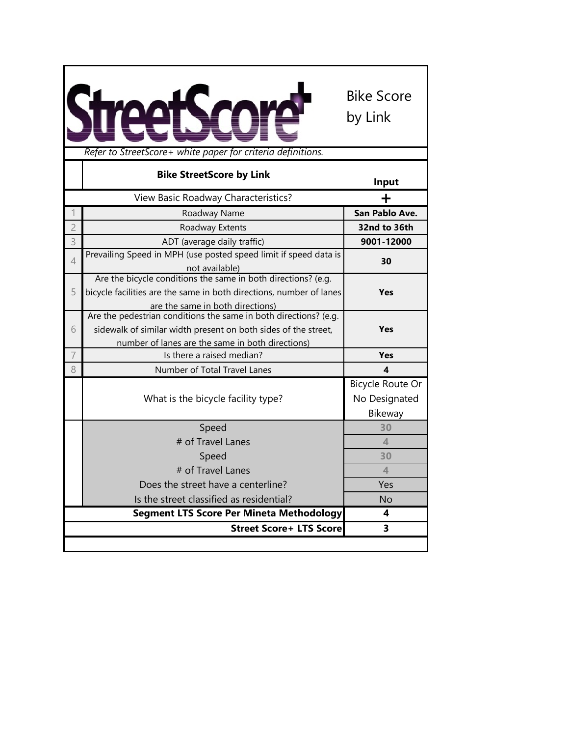# StreetScore+

Bike Score by Link

*Refer to StreetScore+ white paper for criteria definitions.*

| | Bike StreetScore by Link | Input |
|---|---|---|
| | View Basic Roadway Characteristics? | + |
| 1 | Roadway Name | **San Pablo Ave.** |
| 2 | Roadway Extents | **32nd to 36th** |
| 3 | ADT (average daily traffic) | **9001-12000** |
| 4 | Prevailing Speed in MPH (use posted speed limit if speed data is not available) | **30** |
| 5 | Are the bicycle conditions the same in both directions? (e.g. bicycle facilities are the same in both directions, number of lanes are the same in both directions) | **Yes** |
| 6 | Are the pedestrian conditions the same in both directions? (e.g. sidewalk of similar width present on both sides of the street, number of lanes are the same in both directions) | **Yes** |
| 7 | Is there a raised median? | **Yes** |
| 8 | Number of Total Travel Lanes | **4** |
| | What is the bicycle facility type? | Bicycle Route Or No Designated Bikeway |
| | Speed | 30 |
| | # of Travel Lanes | 4 |
| | Speed | 30 |
| | # of Travel Lanes | 4 |
| | Does the street have a centerline? | Yes |
| | Is the street classified as residential? | No |
| | **Segment LTS Score Per Mineta Methodology** | **4** |
| | **Street Score+ LTS Score** | **3** |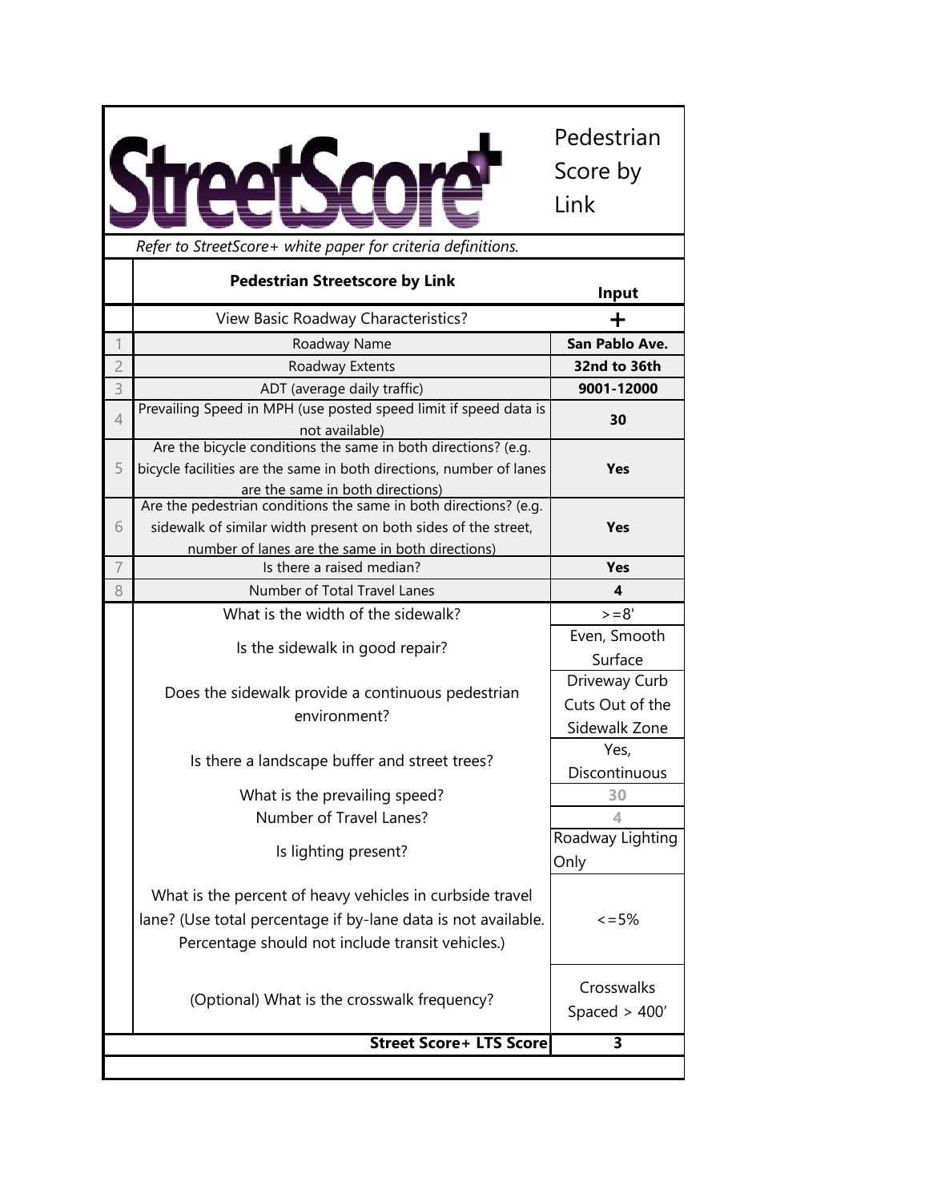# StreetScore+ Pedestrian Score by Link

*Refer to StreetScore+ white paper for criteria definitions.*

| | Pedestrian Streetscore by Link | Input |
|---|---|---|
| | View Basic Roadway Characteristics? | + |
| 1 | Roadway Name | **San Pablo Ave.** |
| 2 | Roadway Extents | **32nd to 36th** |
| 3 | ADT (average daily traffic) | **9001-12000** |
| 4 | Prevailing Speed in MPH (use posted speed limit if speed data is not available) | **30** |
| 5 | Are the bicycle conditions the same in both directions? (e.g. bicycle facilities are the same in both directions, number of lanes are the same in both directions) | **Yes** |
| 6 | Are the pedestrian conditions the same in both directions? (e.g. sidewalk of similar width present on both sides of the street, number of lanes are the same in both directions) | **Yes** |
| 7 | Is there a raised median? | **Yes** |
| 8 | Number of Total Travel Lanes | **4** |
| | What is the width of the sidewalk? | >=8' |
| | Is the sidewalk in good repair? | Even, Smooth Surface |
| | Does the sidewalk provide a continuous pedestrian environment? | Driveway Curb Cuts Out of the Sidewalk Zone |
| | Is there a landscape buffer and street trees? | Yes, Discontinuous |
| | What is the prevailing speed? | 30 |
| | Number of Travel Lanes? | 4 |
| | Is lighting present? | Roadway Lighting Only |
| | What is the percent of heavy vehicles in curbside travel lane? (Use total percentage if by-lane data is not available. Percentage should not include transit vehicles.) | <=5% |
| | (Optional) What is the crosswalk frequency? | Crosswalks Spaced > 400' |
| | **Street Score+ LTS Score** | **3** |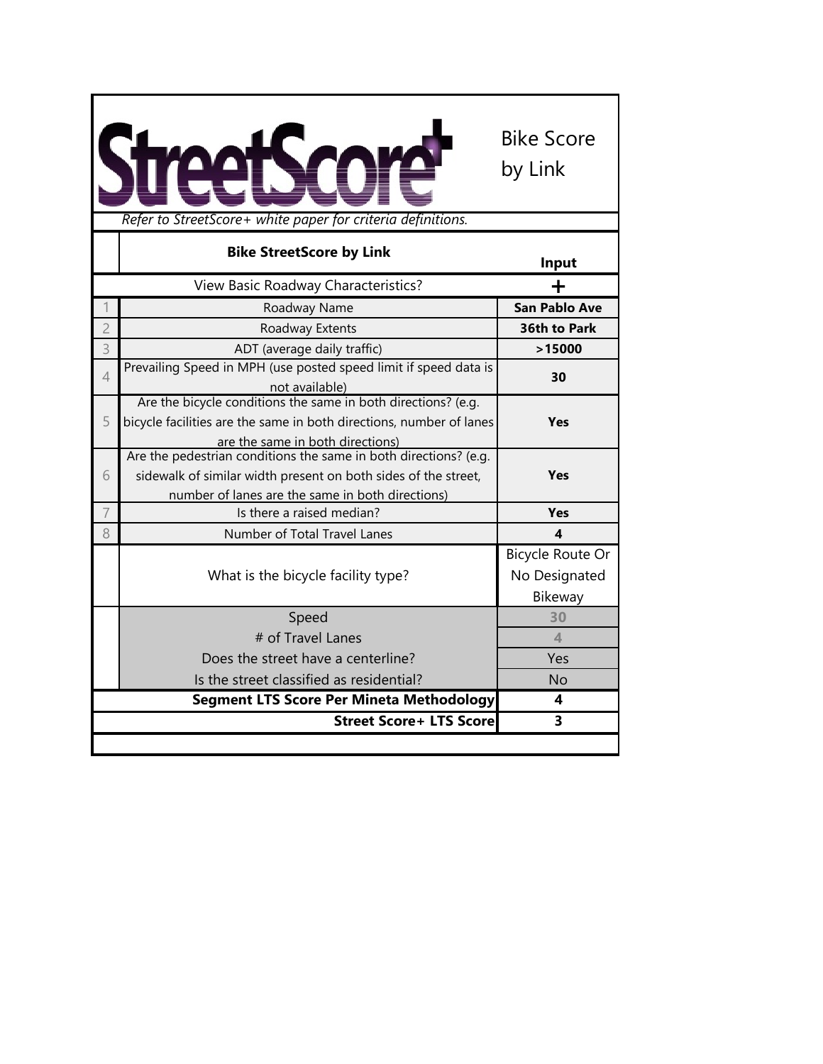# StreetScore+

Bike Score by Link

*Refer to StreetScore+ white paper for criteria definitions.*

| | Bike StreetScore by Link | Input |
|---|---|---|
| | View Basic Roadway Characteristics? | + |
| 1 | Roadway Name | **San Pablo Ave** |
| 2 | Roadway Extents | **36th to Park** |
| 3 | ADT (average daily traffic) | **>15000** |
| 4 | Prevailing Speed in MPH (use posted speed limit if speed data is not available) | **30** |
| 5 | Are the bicycle conditions the same in both directions? (e.g. bicycle facilities are the same in both directions, number of lanes are the same in both directions) | **Yes** |
| 6 | Are the pedestrian conditions the same in both directions? (e.g. sidewalk of similar width present on both sides of the street, number of lanes are the same in both directions) | **Yes** |
| 7 | Is there a raised median? | **Yes** |
| 8 | Number of Total Travel Lanes | **4** |
| | What is the bicycle facility type? | Bicycle Route Or No Designated Bikeway |
| | Speed | 30 |
| | # of Travel Lanes | 4 |
| | Does the street have a centerline? | Yes |
| | Is the street classified as residential? | No |
| | **Segment LTS Score Per Mineta Methodology** | **4** |
| | **Street Score+ LTS Score** | **3** |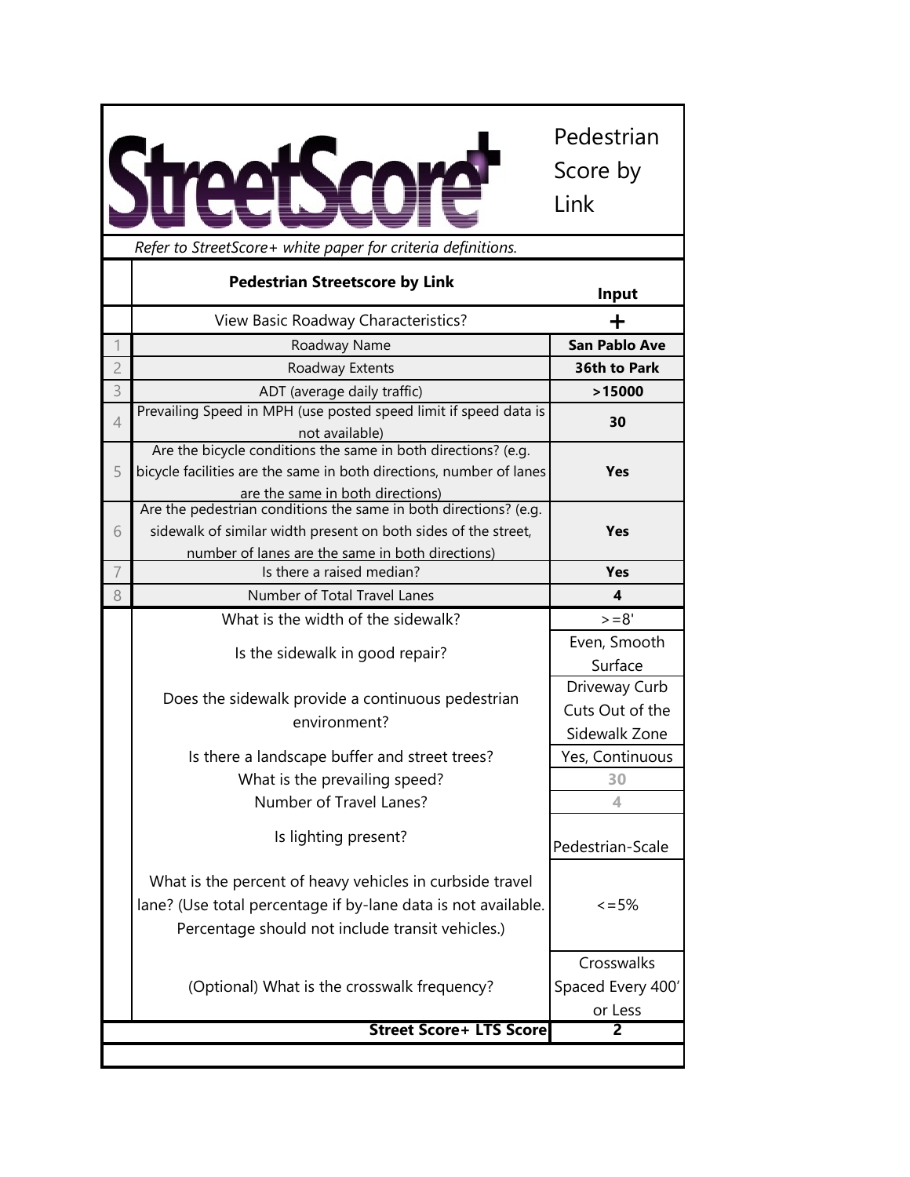# StreetScore+

Pedestrian Score by Link

*Refer to StreetScore+ white paper for criteria definitions.*

| | Pedestrian Streetscore by Link | Input |
|---|---|---|
| | View Basic Roadway Characteristics? | + |
| 1 | Roadway Name | **San Pablo Ave** |
| 2 | Roadway Extents | **36th to Park** |
| 3 | ADT (average daily traffic) | **>15000** |
| 4 | Prevailing Speed in MPH (use posted speed limit if speed data is not available) | **30** |
| 5 | Are the bicycle conditions the same in both directions? (e.g. bicycle facilities are the same in both directions, number of lanes are the same in both directions) | **Yes** |
| 6 | Are the pedestrian conditions the same in both directions? (e.g. sidewalk of similar width present on both sides of the street, number of lanes are the same in both directions) | **Yes** |
| 7 | Is there a raised median? | **Yes** |
| 8 | Number of Total Travel Lanes | **4** |
| | What is the width of the sidewalk? | >=8' |
| | Is the sidewalk in good repair? | Even, Smooth Surface |
| | Does the sidewalk provide a continuous pedestrian environment? | Driveway Curb Cuts Out of the Sidewalk Zone |
| | Is there a landscape buffer and street trees? | Yes, Continuous |
| | What is the prevailing speed? | 30 |
| | Number of Travel Lanes? | 4 |
| | Is lighting present? | Pedestrian-Scale |
| | What is the percent of heavy vehicles in curbside travel lane? (Use total percentage if by-lane data is not available. Percentage should not include transit vehicles.) | <=5% |
| | (Optional) What is the crosswalk frequency? | Crosswalks Spaced Every 400' or Less |
| | **Street Score+ LTS Score** | **2** |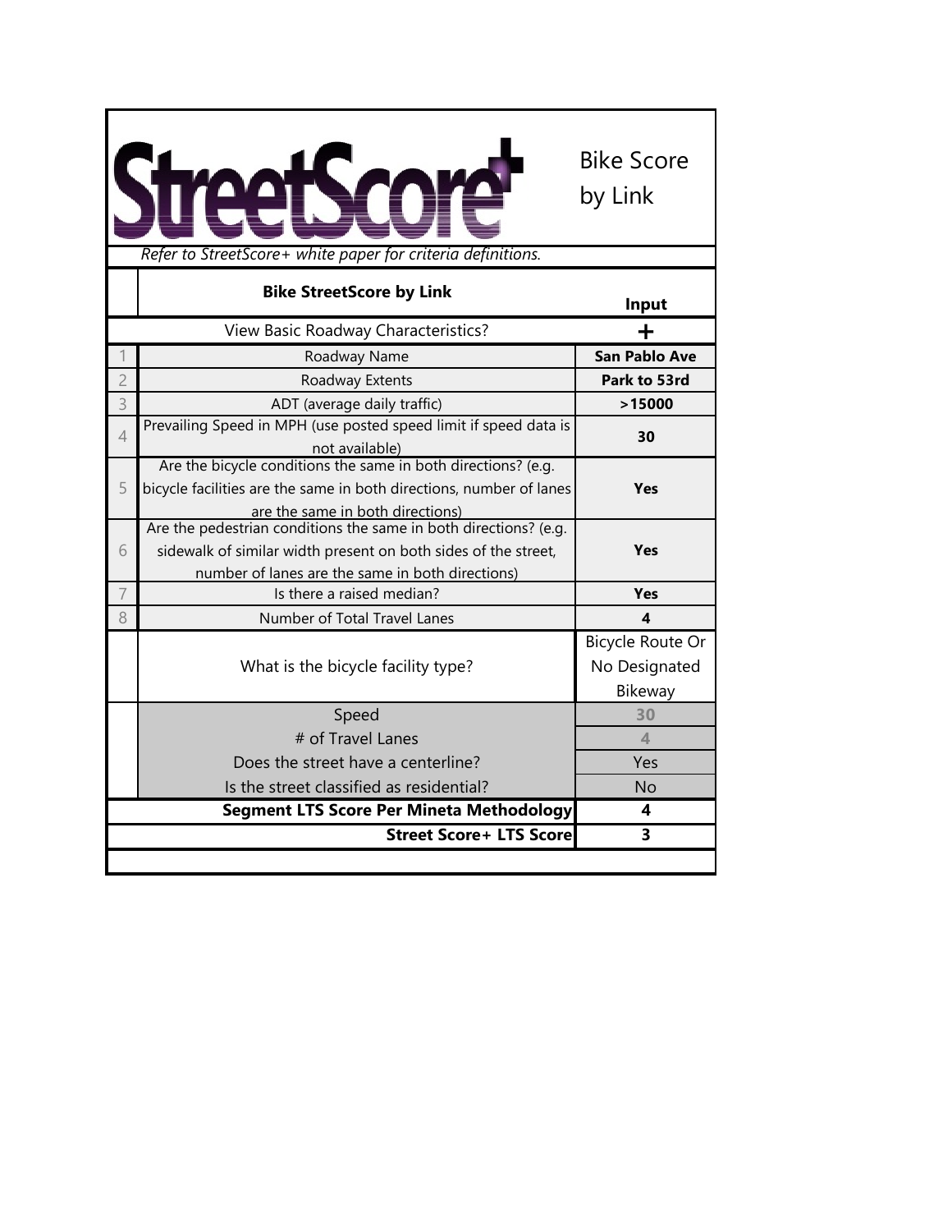# StreetScore+ Bike Score by Link

*Refer to StreetScore+ white paper for criteria definitions.*

| | Bike StreetScore by Link | Input |
|---|---|---|
| | View Basic Roadway Characteristics? | + |
| 1 | Roadway Name | **San Pablo Ave** |
| 2 | Roadway Extents | **Park to 53rd** |
| 3 | ADT (average daily traffic) | **>15000** |
| 4 | Prevailing Speed in MPH (use posted speed limit if speed data is not available) | **30** |
| 5 | Are the bicycle conditions the same in both directions? (e.g. bicycle facilities are the same in both directions, number of lanes are the same in both directions) | **Yes** |
| 6 | Are the pedestrian conditions the same in both directions? (e.g. sidewalk of similar width present on both sides of the street, number of lanes are the same in both directions) | **Yes** |
| 7 | Is there a raised median? | **Yes** |
| 8 | Number of Total Travel Lanes | **4** |
| | What is the bicycle facility type? | Bicycle Route Or No Designated Bikeway |
| | Speed | 30 |
| | # of Travel Lanes | 4 |
| | Does the street have a centerline? | Yes |
| | Is the street classified as residential? | No |
| | **Segment LTS Score Per Mineta Methodology** | **4** |
| | **Street Score+ LTS Score** | **3** |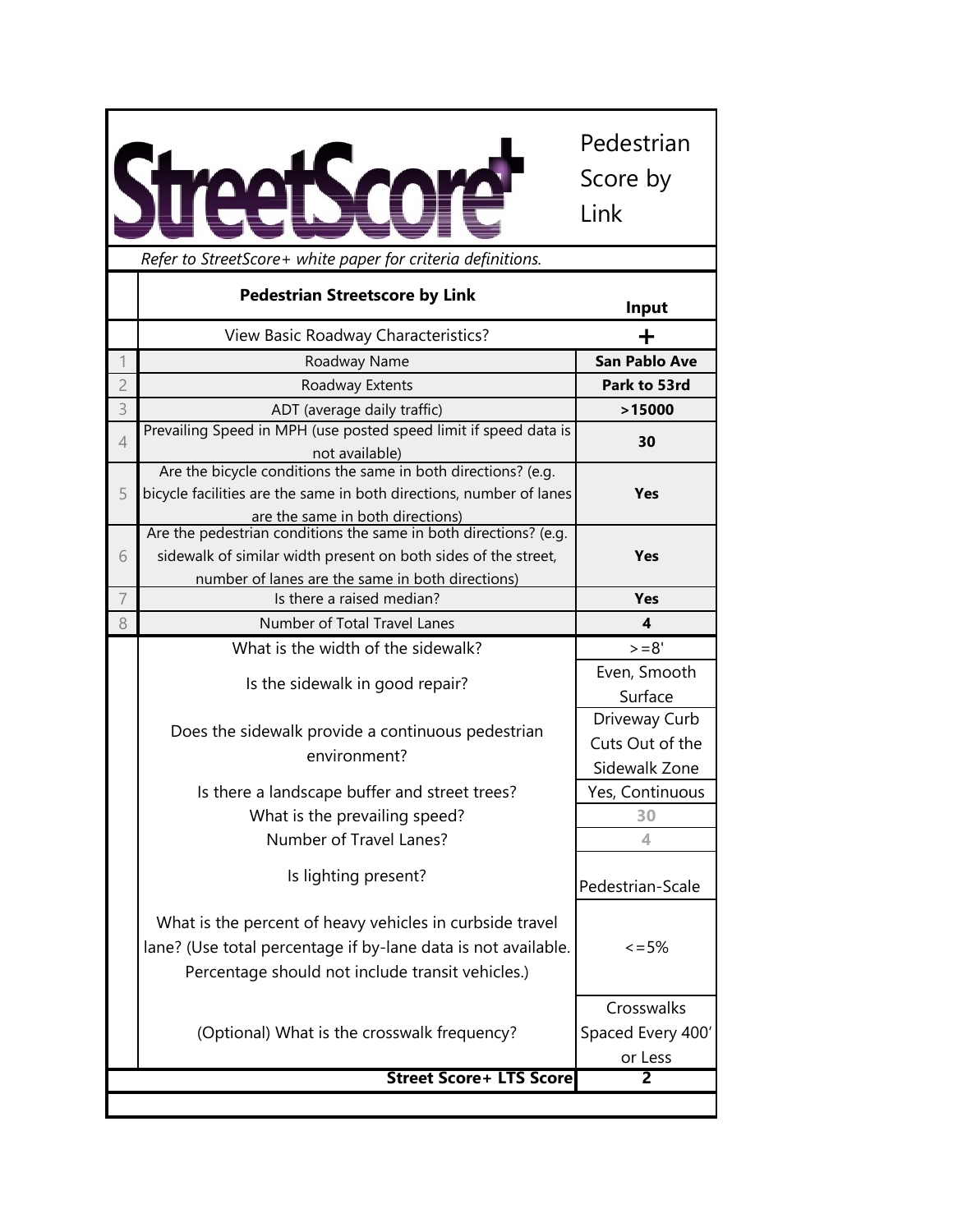StreetScore+

Pedestrian Score by Link

*Refer to StreetScore+ white paper for criteria definitions.*

| | Pedestrian Streetscore by Link | Input |
|---|---|---|
| | View Basic Roadway Characteristics? | + |
| 1 | Roadway Name | **San Pablo Ave** |
| 2 | Roadway Extents | **Park to 53rd** |
| 3 | ADT (average daily traffic) | **>15000** |
| 4 | Prevailing Speed in MPH (use posted speed limit if speed data is not available) | **30** |
| 5 | Are the bicycle conditions the same in both directions? (e.g. bicycle facilities are the same in both directions, number of lanes are the same in both directions) | **Yes** |
| 6 | Are the pedestrian conditions the same in both directions? (e.g. sidewalk of similar width present on both sides of the street, number of lanes are the same in both directions) | **Yes** |
| 7 | Is there a raised median? | **Yes** |
| 8 | Number of Total Travel Lanes | **4** |
| | What is the width of the sidewalk? | >=8' |
| | Is the sidewalk in good repair? | Even, Smooth Surface |
| | Does the sidewalk provide a continuous pedestrian environment? | Driveway Curb Cuts Out of the Sidewalk Zone |
| | Is there a landscape buffer and street trees? | Yes, Continuous |
| | What is the prevailing speed? | 30 |
| | Number of Travel Lanes? | 4 |
| | Is lighting present? | Pedestrian-Scale |
| | What is the percent of heavy vehicles in curbside travel lane? (Use total percentage if by-lane data is not available. Percentage should not include transit vehicles.) | <=5% |
| | (Optional) What is the crosswalk frequency? | Crosswalks Spaced Every 400' or Less |
| | **Street Score+ LTS Score** | **2** |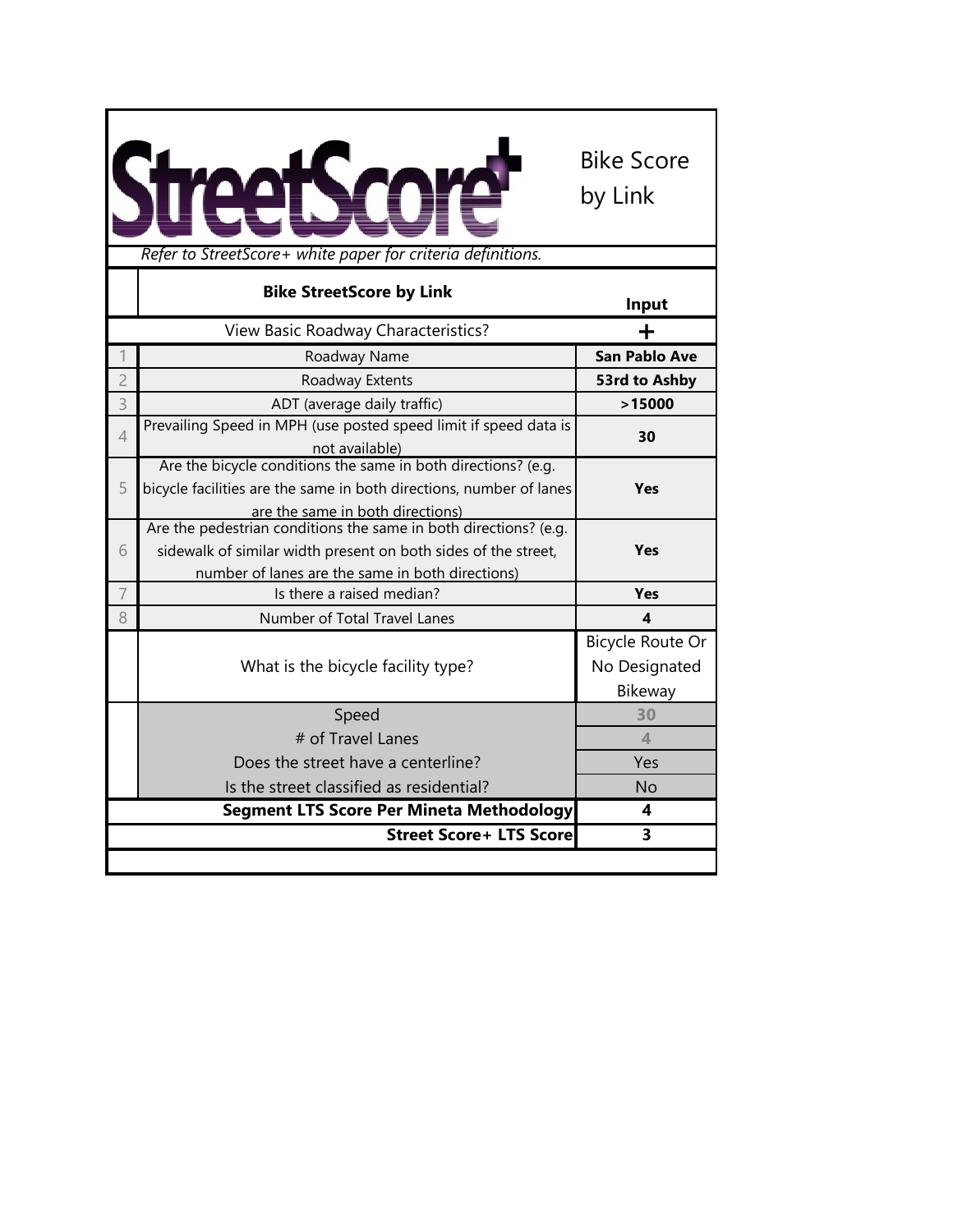# StreetScore+

Bike Score by Link

*Refer to StreetScore+ white paper for criteria definitions.*

| | Bike StreetScore by Link | Input |
|---|---|---|
| | View Basic Roadway Characteristics? | + |
| 1 | Roadway Name | **San Pablo Ave** |
| 2 | Roadway Extents | **53rd to Ashby** |
| 3 | ADT (average daily traffic) | **>15000** |
| 4 | Prevailing Speed in MPH (use posted speed limit if speed data is not available) | **30** |
| 5 | Are the bicycle conditions the same in both directions? (e.g. bicycle facilities are the same in both directions, number of lanes are the same in both directions) | **Yes** |
| 6 | Are the pedestrian conditions the same in both directions? (e.g. sidewalk of similar width present on both sides of the street, number of lanes are the same in both directions) | **Yes** |
| 7 | Is there a raised median? | **Yes** |
| 8 | Number of Total Travel Lanes | **4** |
| | What is the bicycle facility type? | Bicycle Route Or No Designated Bikeway |
| | Speed | 30 |
| | # of Travel Lanes | 4 |
| | Does the street have a centerline? | Yes |
| | Is the street classified as residential? | No |
| | **Segment LTS Score Per Mineta Methodology** | **4** |
| | **Street Score+ LTS Score** | **3** |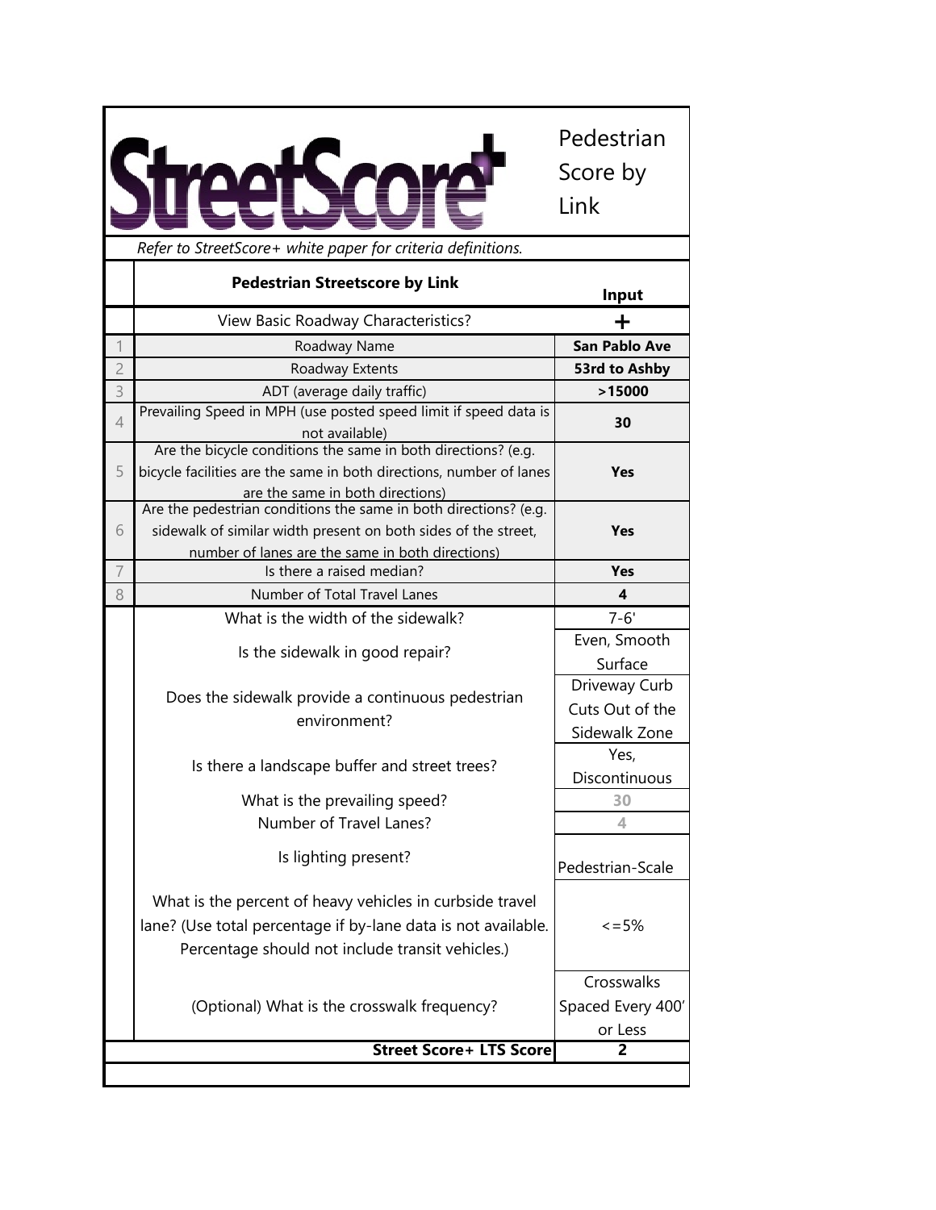# StreetScore+

Pedestrian Score by Link

*Refer to StreetScore+ white paper for criteria definitions.*

| | Pedestrian Streetscore by Link | Input |
|---|---|---|
| | View Basic Roadway Characteristics? | + |
| 1 | Roadway Name | **San Pablo Ave** |
| 2 | Roadway Extents | **53rd to Ashby** |
| 3 | ADT (average daily traffic) | **>15000** |
| 4 | Prevailing Speed in MPH (use posted speed limit if speed data is not available) | **30** |
| 5 | Are the bicycle conditions the same in both directions? (e.g. bicycle facilities are the same in both directions, number of lanes are the same in both directions) | **Yes** |
| 6 | Are the pedestrian conditions the same in both directions? (e.g. sidewalk of similar width present on both sides of the street, number of lanes are the same in both directions) | **Yes** |
| 7 | Is there a raised median? | **Yes** |
| 8 | Number of Total Travel Lanes | **4** |
| | What is the width of the sidewalk? | 7-6' |
| | Is the sidewalk in good repair? | Even, Smooth Surface |
| | Does the sidewalk provide a continuous pedestrian environment? | Driveway Curb Cuts Out of the Sidewalk Zone |
| | Is there a landscape buffer and street trees? | Yes, Discontinuous |
| | What is the prevailing speed? | 30 |
| | Number of Travel Lanes? | 4 |
| | Is lighting present? | Pedestrian-Scale |
| | What is the percent of heavy vehicles in curbside travel lane? (Use total percentage if by-lane data is not available. Percentage should not include transit vehicles.) | <=5% |
| | (Optional) What is the crosswalk frequency? | Crosswalks Spaced Every 400' or Less |
| | **Street Score+ LTS Score** | **2** |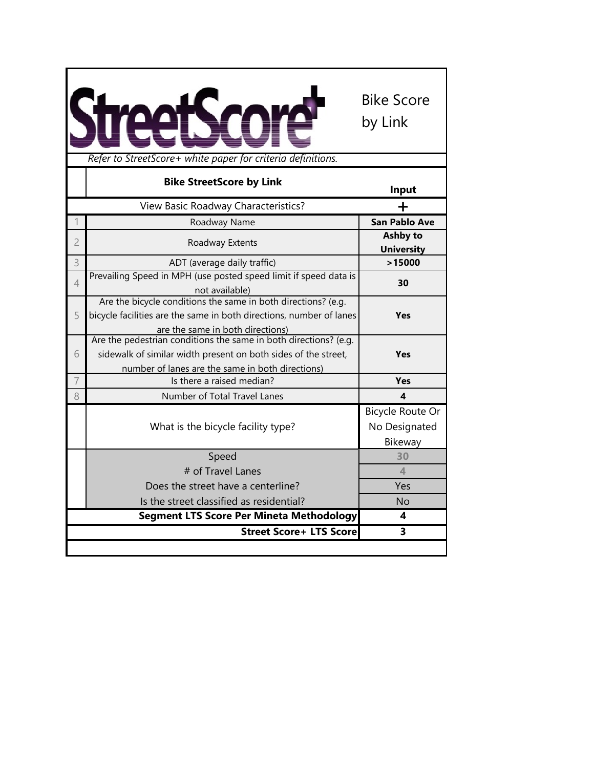StreetScore+ Bike Score by Link

*Refer to StreetScore+ white paper for criteria definitions.*

| | Bike StreetScore by Link | Input |
|---|---|---|
| | View Basic Roadway Characteristics? | + |
| 1 | Roadway Name | **San Pablo Ave** |
| 2 | Roadway Extents | **Ashby to University** |
| 3 | ADT (average daily traffic) | **>15000** |
| 4 | Prevailing Speed in MPH (use posted speed limit if speed data is not available) | **30** |
| 5 | Are the bicycle conditions the same in both directions? (e.g. bicycle facilities are the same in both directions, number of lanes are the same in both directions) | **Yes** |
| 6 | Are the pedestrian conditions the same in both directions? (e.g. sidewalk of similar width present on both sides of the street, number of lanes are the same in both directions) | **Yes** |
| 7 | Is there a raised median? | **Yes** |
| 8 | Number of Total Travel Lanes | **4** |
| | What is the bicycle facility type? | Bicycle Route Or No Designated Bikeway |
| | Speed | 30 |
| | # of Travel Lanes | 4 |
| | Does the street have a centerline? | Yes |
| | Is the street classified as residential? | No |
| | **Segment LTS Score Per Mineta Methodology** | **4** |
| | **Street Score+ LTS Score** | **3** |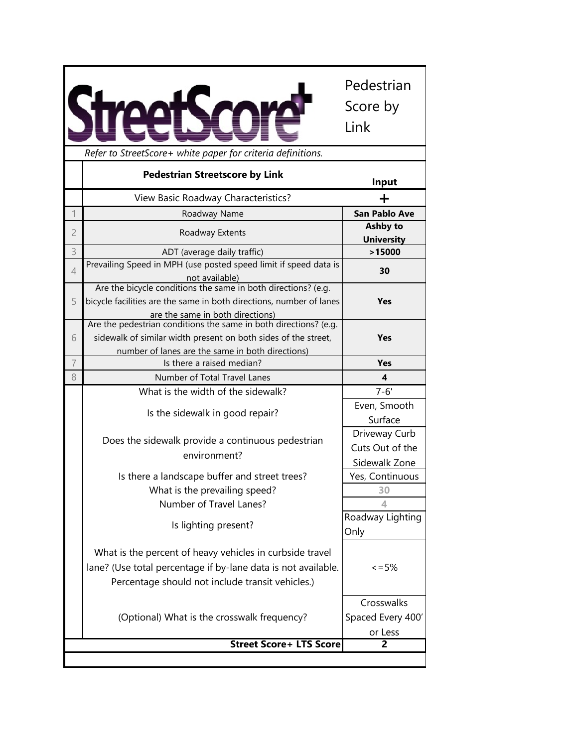# StreetScore+ Pedestrian Score by Link

*Refer to StreetScore+ white paper for criteria definitions.*

| | **Pedestrian Streetscore by Link** | **Input** |
|---|---|---|
| | View Basic Roadway Characteristics? | **+** |
| 1 | Roadway Name | **San Pablo Ave** |
| 2 | Roadway Extents | **Ashby to University** |
| 3 | ADT (average daily traffic) | **>15000** |
| 4 | Prevailing Speed in MPH (use posted speed limit if speed data is not available) | **30** |
| 5 | Are the bicycle conditions the same in both directions? (e.g. bicycle facilities are the same in both directions, number of lanes are the same in both directions) | **Yes** |
| 6 | Are the pedestrian conditions the same in both directions? (e.g. sidewalk of similar width present on both sides of the street, number of lanes are the same in both directions) | **Yes** |
| 7 | Is there a raised median? | **Yes** |
| 8 | Number of Total Travel Lanes | **4** |
| | What is the width of the sidewalk? | 7-6' |
| | Is the sidewalk in good repair? | Even, Smooth Surface |
| | Does the sidewalk provide a continuous pedestrian environment? | Driveway Curb Cuts Out of the Sidewalk Zone |
| | Is there a landscape buffer and street trees? | Yes, Continuous |
| | What is the prevailing speed? | 30 |
| | Number of Travel Lanes? | 4 |
| | Is lighting present? | Roadway Lighting Only |
| | What is the percent of heavy vehicles in curbside travel lane? (Use total percentage if by-lane data is not available. Percentage should not include transit vehicles.) | <=5% |
| | (Optional) What is the crosswalk frequency? | Crosswalks Spaced Every 400' or Less |
| | **Street Score+ LTS Score** | **2** |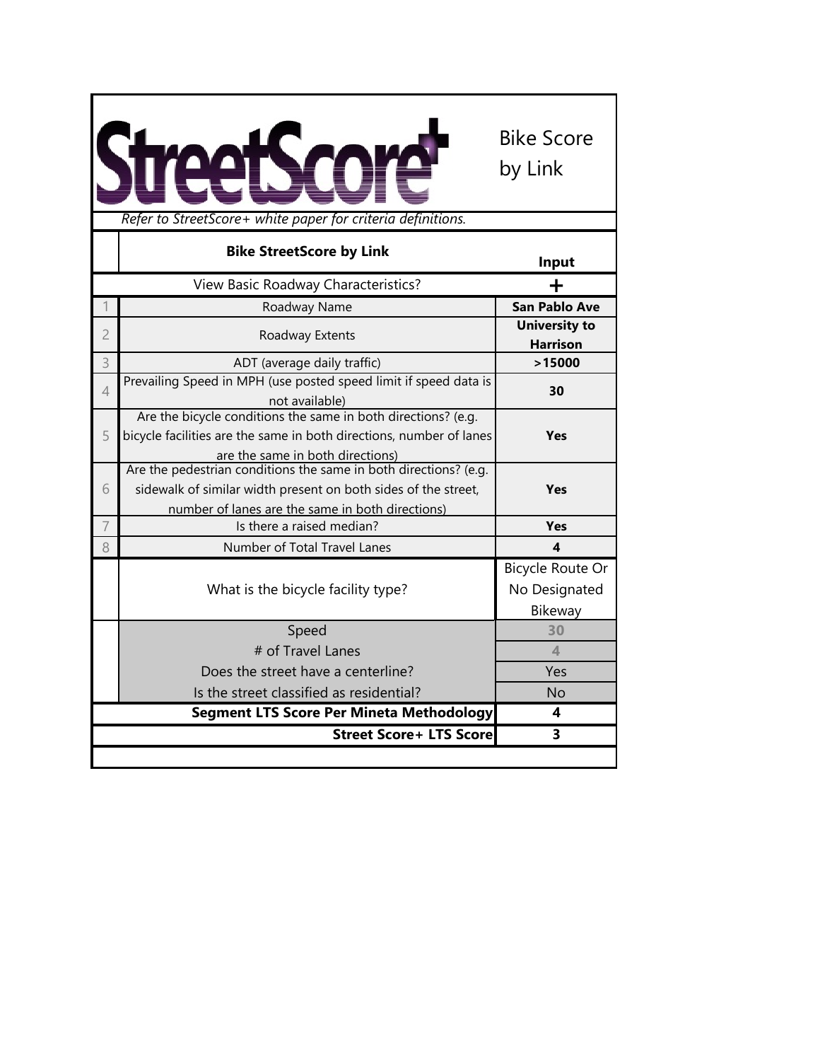# StreetScore+ Bike Score by Link

*Refer to StreetScore+ white paper for criteria definitions.*

| | Bike StreetScore by Link | Input |
|---|---|---|
| | View Basic Roadway Characteristics? | **+** |
| 1 | Roadway Name | **San Pablo Ave** |
| 2 | Roadway Extents | **University to Harrison** |
| 3 | ADT (average daily traffic) | **>15000** |
| 4 | Prevailing Speed in MPH (use posted speed limit if speed data is not available) | **30** |
| 5 | Are the bicycle conditions the same in both directions? (e.g. bicycle facilities are the same in both directions, number of lanes are the same in both directions) | **Yes** |
| 6 | Are the pedestrian conditions the same in both directions? (e.g. sidewalk of similar width present on both sides of the street, number of lanes are the same in both directions) | **Yes** |
| 7 | Is there a raised median? | **Yes** |
| 8 | Number of Total Travel Lanes | **4** |
| | What is the bicycle facility type? | Bicycle Route Or No Designated Bikeway |
| | Speed | 30 |
| | # of Travel Lanes | 4 |
| | Does the street have a centerline? | Yes |
| | Is the street classified as residential? | No |
| | **Segment LTS Score Per Mineta Methodology** | **4** |
| | **Street Score+ LTS Score** | **3** |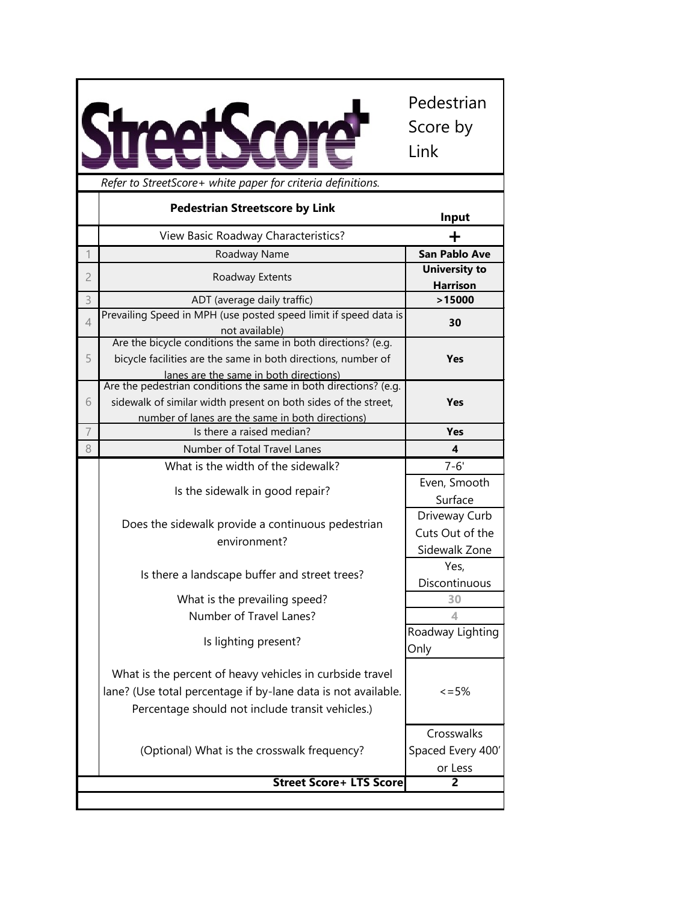# StreetScore+

Pedestrian Score by Link

*Refer to StreetScore+ white paper for criteria definitions.*

| | Pedestrian Streetscore by Link | Input |
|---|---|---|
| | View Basic Roadway Characteristics? | + |
| 1 | Roadway Name | **San Pablo Ave** |
| 2 | Roadway Extents | **University to Harrison** |
| 3 | ADT (average daily traffic) | **>15000** |
| 4 | Prevailing Speed in MPH (use posted speed limit if speed data is not available) | **30** |
| 5 | Are the bicycle conditions the same in both directions? (e.g. bicycle facilities are the same in both directions, number of lanes are the same in both directions) | **Yes** |
| 6 | Are the pedestrian conditions the same in both directions? (e.g. sidewalk of similar width present on both sides of the street, number of lanes are the same in both directions) | **Yes** |
| 7 | Is there a raised median? | **Yes** |
| 8 | Number of Total Travel Lanes | **4** |
| | What is the width of the sidewalk? | 7-6' |
| | Is the sidewalk in good repair? | Even, Smooth Surface |
| | Does the sidewalk provide a continuous pedestrian environment? | Driveway Curb Cuts Out of the Sidewalk Zone |
| | Is there a landscape buffer and street trees? | Yes, Discontinuous |
| | What is the prevailing speed? | 30 |
| | Number of Travel Lanes? | 4 |
| | Is lighting present? | Roadway Lighting Only |
| | What is the percent of heavy vehicles in curbside travel lane? (Use total percentage if by-lane data is not available. Percentage should not include transit vehicles.) | <=5% |
| | (Optional) What is the crosswalk frequency? | Crosswalks Spaced Every 400' or Less |
| | **Street Score+ LTS Score** | **2** |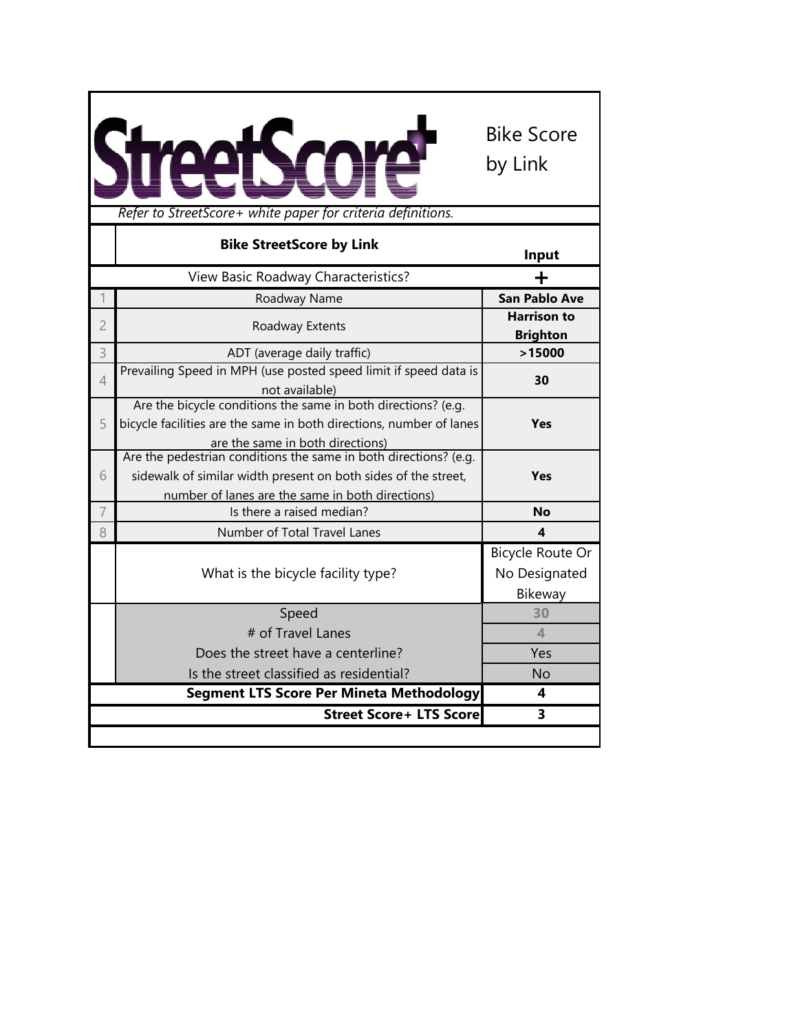# StreetScore+

Bike Score by Link

*Refer to StreetScore+ white paper for criteria definitions.*

| | Bike StreetScore by Link | Input |
|---|---|---|
| | View Basic Roadway Characteristics? | + |
| 1 | Roadway Name | **San Pablo Ave** |
| 2 | Roadway Extents | **Harrison to Brighton** |
| 3 | ADT (average daily traffic) | **>15000** |
| 4 | Prevailing Speed in MPH (use posted speed limit if speed data is not available) | **30** |
| 5 | Are the bicycle conditions the same in both directions? (e.g. bicycle facilities are the same in both directions, number of lanes are the same in both directions) | **Yes** |
| 6 | Are the pedestrian conditions the same in both directions? (e.g. sidewalk of similar width present on both sides of the street, number of lanes are the same in both directions) | **Yes** |
| 7 | Is there a raised median? | **No** |
| 8 | Number of Total Travel Lanes | **4** |
| | What is the bicycle facility type? | Bicycle Route Or No Designated Bikeway |
| | Speed | 30 |
| | # of Travel Lanes | 4 |
| | Does the street have a centerline? | Yes |
| | Is the street classified as residential? | No |
| | **Segment LTS Score Per Mineta Methodology** | **4** |
| | **Street Score+ LTS Score** | **3** |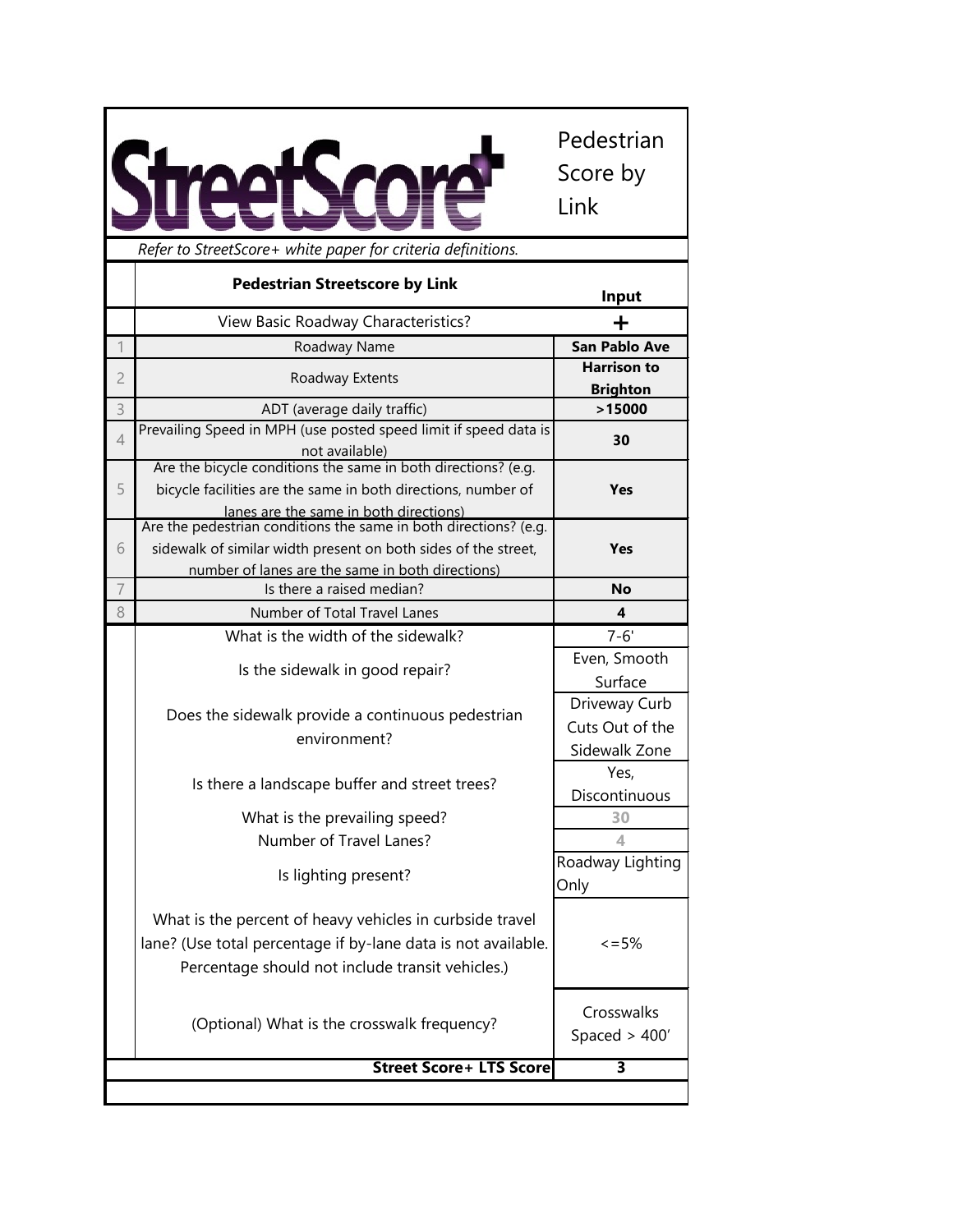StreetScore+

Pedestrian Score by Link

*Refer to StreetScore+ white paper for criteria definitions.*

| | **Pedestrian Streetscore by Link** | **Input** |
|---|---|---|
| | View Basic Roadway Characteristics? | **+** |
| 1 | Roadway Name | **San Pablo Ave** |
| 2 | Roadway Extents | **Harrison to Brighton** |
| 3 | ADT (average daily traffic) | **>15000** |
| 4 | Prevailing Speed in MPH (use posted speed limit if speed data is not available) | **30** |
| 5 | Are the bicycle conditions the same in both directions? (e.g. bicycle facilities are the same in both directions, number of lanes are the same in both directions) | **Yes** |
| 6 | Are the pedestrian conditions the same in both directions? (e.g. sidewalk of similar width present on both sides of the street, number of lanes are the same in both directions) | **Yes** |
| 7 | Is there a raised median? | **No** |
| 8 | Number of Total Travel Lanes | **4** |
| | What is the width of the sidewalk? | 7-6' |
| | Is the sidewalk in good repair? | Even, Smooth Surface |
| | Does the sidewalk provide a continuous pedestrian environment? | Driveway Curb Cuts Out of the Sidewalk Zone |
| | Is there a landscape buffer and street trees? | Yes, Discontinuous |
| | What is the prevailing speed? | 30 |
| | Number of Travel Lanes? | 4 |
| | Is lighting present? | Roadway Lighting Only |
| | What is the percent of heavy vehicles in curbside travel lane? (Use total percentage if by-lane data is not available. Percentage should not include transit vehicles.) | <=5% |
| | (Optional) What is the crosswalk frequency? | Crosswalks Spaced > 400' |
| | **Street Score+ LTS Score** | **3** |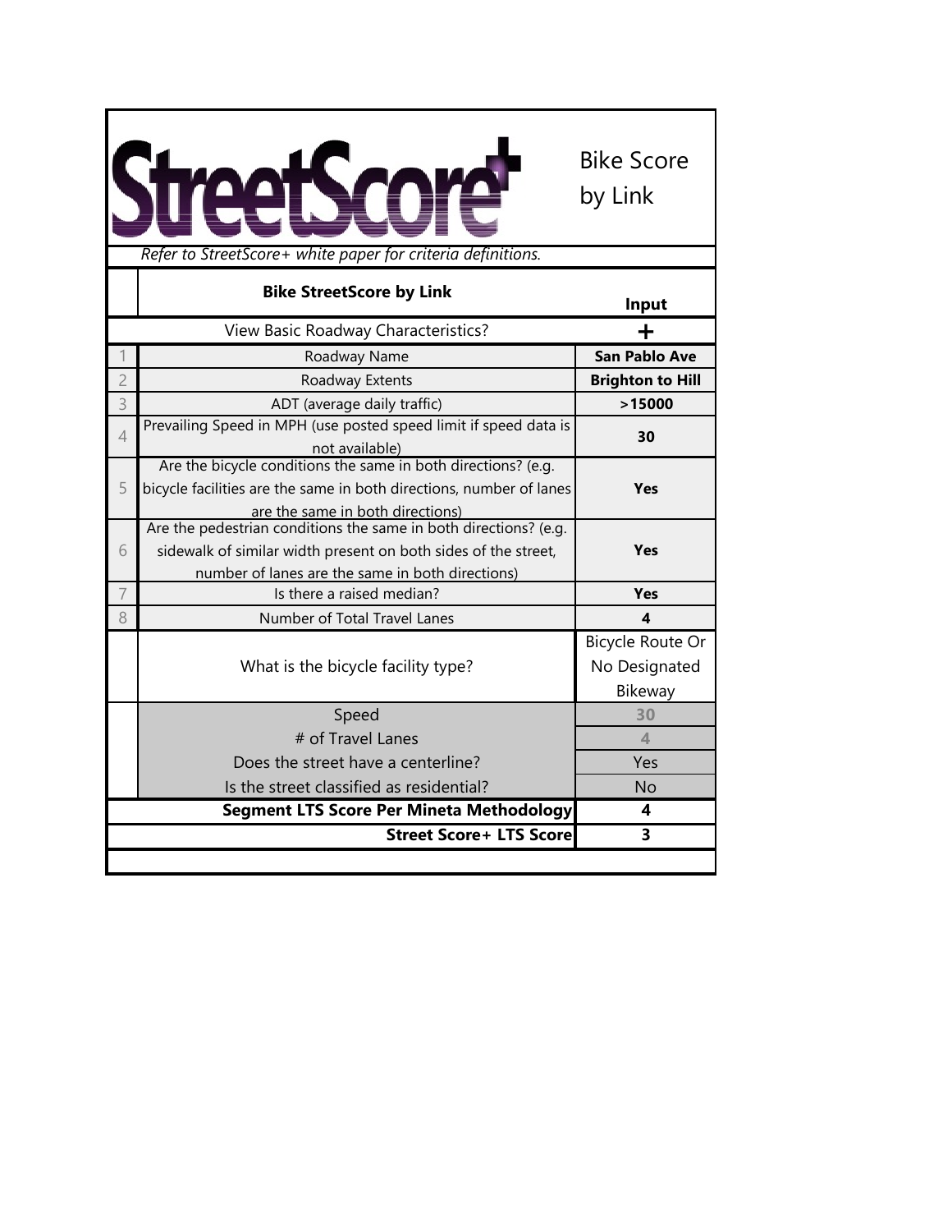# StreetScore+

Bike Score by Link

*Refer to StreetScore+ white paper for criteria definitions.*

| | Bike StreetScore by Link | Input |
|---|---|---|
| | View Basic Roadway Characteristics? | + |
| 1 | Roadway Name | **San Pablo Ave** |
| 2 | Roadway Extents | **Brighton to Hill** |
| 3 | ADT (average daily traffic) | **>15000** |
| 4 | Prevailing Speed in MPH (use posted speed limit if speed data is not available) | **30** |
| 5 | Are the bicycle conditions the same in both directions? (e.g. bicycle facilities are the same in both directions, number of lanes are the same in both directions) | **Yes** |
| 6 | Are the pedestrian conditions the same in both directions? (e.g. sidewalk of similar width present on both sides of the street, number of lanes are the same in both directions) | **Yes** |
| 7 | Is there a raised median? | **Yes** |
| 8 | Number of Total Travel Lanes | **4** |
| | What is the bicycle facility type? | Bicycle Route Or No Designated Bikeway |
| | Speed | 30 |
| | # of Travel Lanes | 4 |
| | Does the street have a centerline? | Yes |
| | Is the street classified as residential? | No |
| | **Segment LTS Score Per Mineta Methodology** | **4** |
| | **Street Score+ LTS Score** | **3** |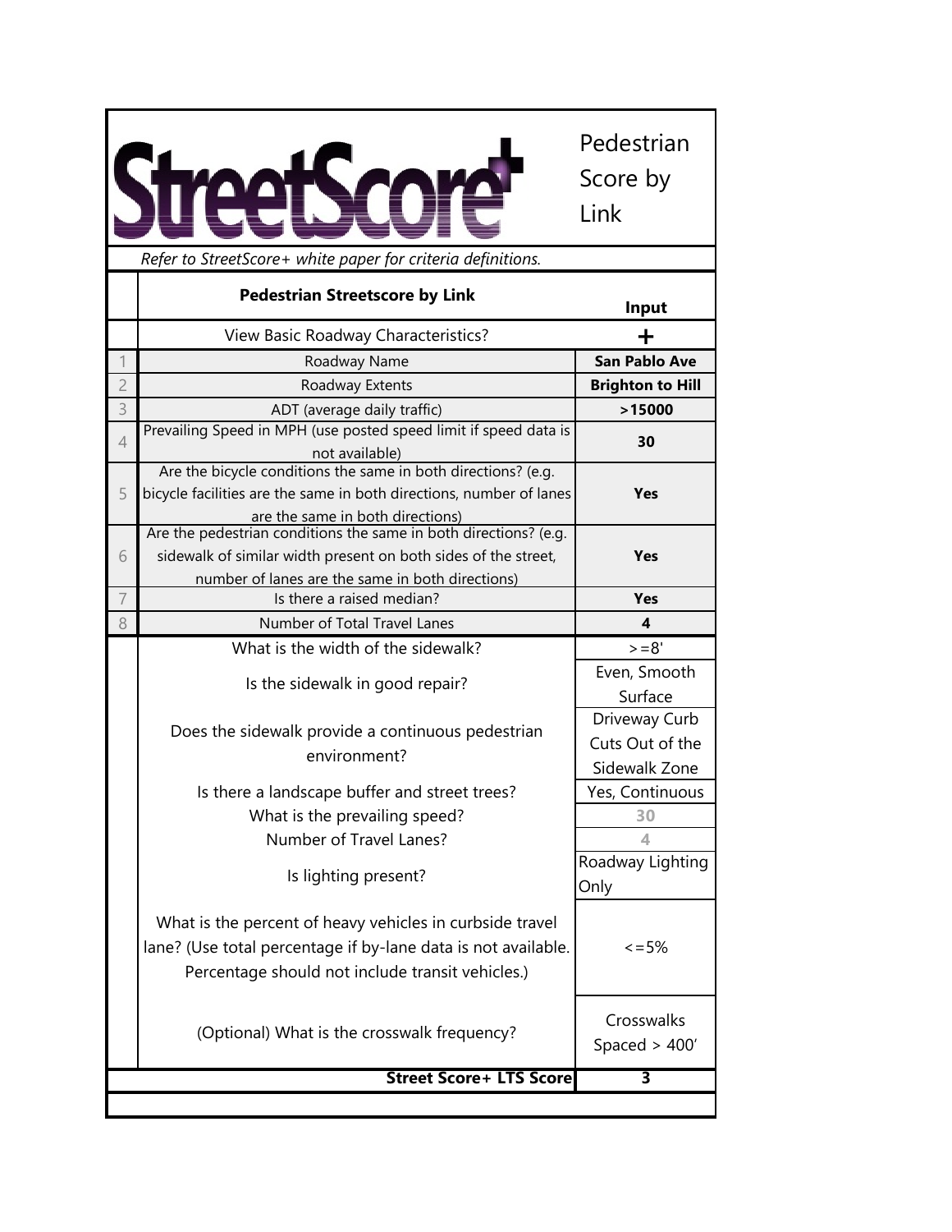# StreetScore+

Pedestrian Score by Link

*Refer to StreetScore+ white paper for criteria definitions.*

| | Pedestrian Streetscore by Link | Input |
|---|---|---|
| | View Basic Roadway Characteristics? | + |
| 1 | Roadway Name | **San Pablo Ave** |
| 2 | Roadway Extents | **Brighton to Hill** |
| 3 | ADT (average daily traffic) | **>15000** |
| 4 | Prevailing Speed in MPH (use posted speed limit if speed data is not available) | **30** |
| 5 | Are the bicycle conditions the same in both directions? (e.g. bicycle facilities are the same in both directions, number of lanes are the same in both directions) | **Yes** |
| 6 | Are the pedestrian conditions the same in both directions? (e.g. sidewalk of similar width present on both sides of the street, number of lanes are the same in both directions) | **Yes** |
| 7 | Is there a raised median? | **Yes** |
| 8 | Number of Total Travel Lanes | **4** |
| | What is the width of the sidewalk? | >=8' |
| | Is the sidewalk in good repair? | Even, Smooth Surface |
| | Does the sidewalk provide a continuous pedestrian environment? | Driveway Curb Cuts Out of the Sidewalk Zone |
| | Is there a landscape buffer and street trees? | Yes, Continuous |
| | What is the prevailing speed? | 30 |
| | Number of Travel Lanes? | 4 |
| | Is lighting present? | Roadway Lighting Only |
| | What is the percent of heavy vehicles in curbside travel lane? (Use total percentage if by-lane data is not available. Percentage should not include transit vehicles.) | <=5% |
| | (Optional) What is the crosswalk frequency? | Crosswalks Spaced > 400' |
| | **Street Score+ LTS Score** | **3** |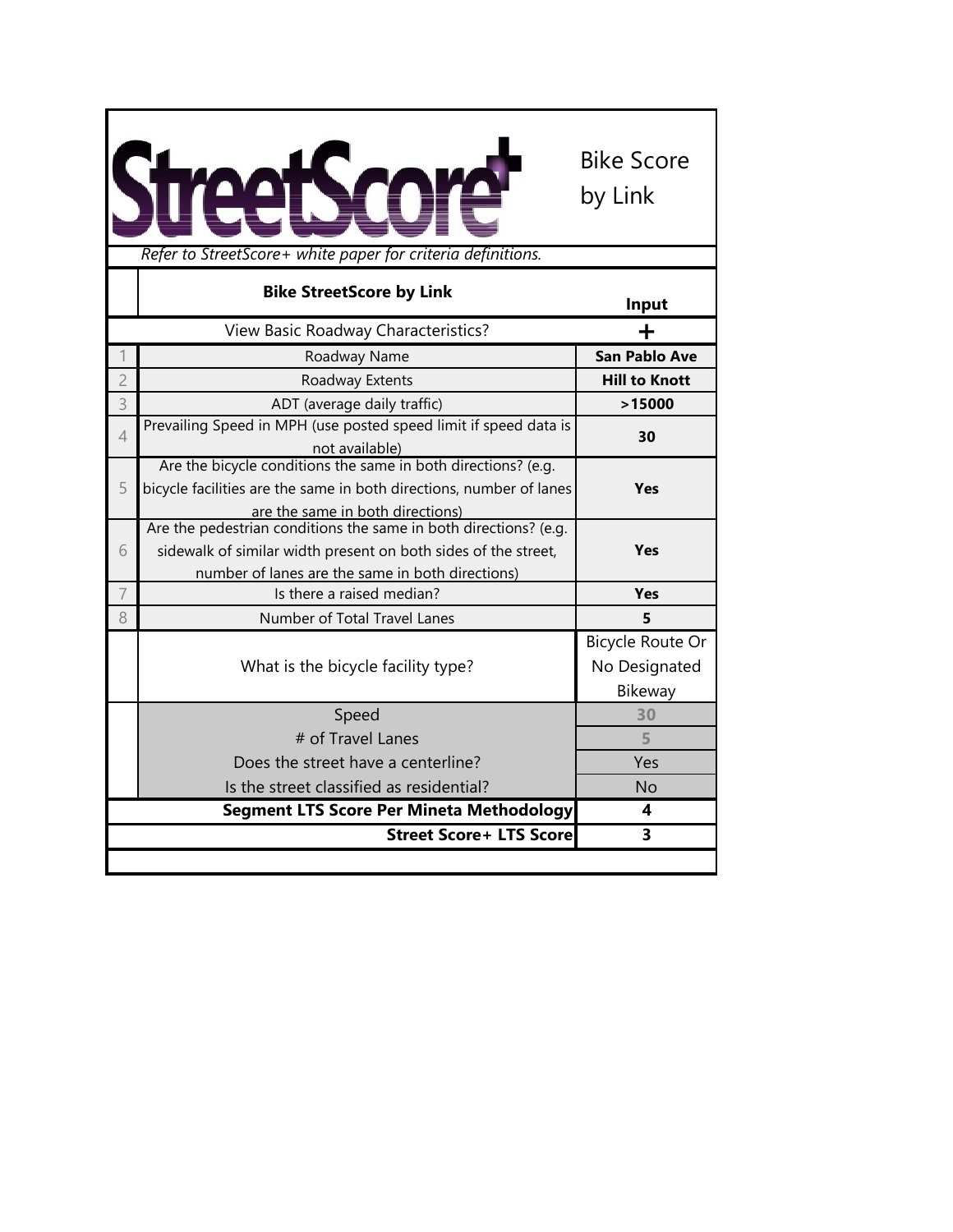# StreetScore+

Bike Score by Link

*Refer to StreetScore+ white paper for criteria definitions.*

| | Bike StreetScore by Link | Input |
|---|---|---|
| | View Basic Roadway Characteristics? | + |
| 1 | Roadway Name | **San Pablo Ave** |
| 2 | Roadway Extents | **Hill to Knott** |
| 3 | ADT (average daily traffic) | **>15000** |
| 4 | Prevailing Speed in MPH (use posted speed limit if speed data is not available) | **30** |
| 5 | Are the bicycle conditions the same in both directions? (e.g. bicycle facilities are the same in both directions, number of lanes are the same in both directions) | **Yes** |
| 6 | Are the pedestrian conditions the same in both directions? (e.g. sidewalk of similar width present on both sides of the street, number of lanes are the same in both directions) | **Yes** |
| 7 | Is there a raised median? | **Yes** |
| 8 | Number of Total Travel Lanes | **5** |
| | What is the bicycle facility type? | Bicycle Route Or No Designated Bikeway |
| | Speed | 30 |
| | # of Travel Lanes | 5 |
| | Does the street have a centerline? | Yes |
| | Is the street classified as residential? | No |
| | **Segment LTS Score Per Mineta Methodology** | **4** |
| | **Street Score+ LTS Score** | **3** |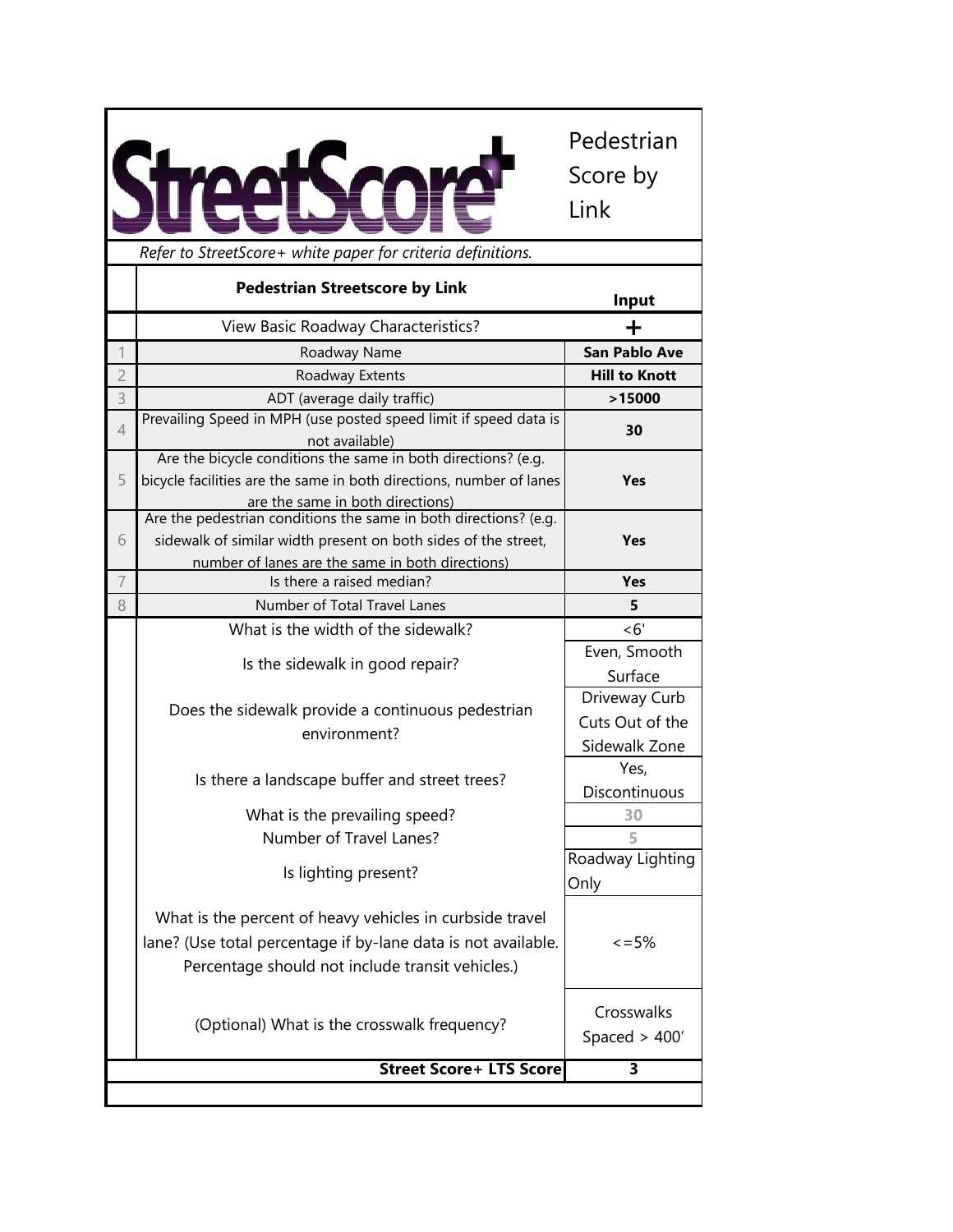# StreetScore+

Pedestrian Score by Link

*Refer to StreetScore+ white paper for criteria definitions.*

| | Pedestrian Streetscore by Link | Input |
|---|---|---|
| | View Basic Roadway Characteristics? | + |
| 1 | Roadway Name | **San Pablo Ave** |
| 2 | Roadway Extents | **Hill to Knott** |
| 3 | ADT (average daily traffic) | **>15000** |
| 4 | Prevailing Speed in MPH (use posted speed limit if speed data is not available) | **30** |
| 5 | Are the bicycle conditions the same in both directions? (e.g. bicycle facilities are the same in both directions, number of lanes are the same in both directions) | **Yes** |
| 6 | Are the pedestrian conditions the same in both directions? (e.g. sidewalk of similar width present on both sides of the street, number of lanes are the same in both directions) | **Yes** |
| 7 | Is there a raised median? | **Yes** |
| 8 | Number of Total Travel Lanes | **5** |
| | What is the width of the sidewalk? | <6' |
| | Is the sidewalk in good repair? | Even, Smooth Surface |
| | Does the sidewalk provide a continuous pedestrian environment? | Driveway Curb Cuts Out of the Sidewalk Zone |
| | Is there a landscape buffer and street trees? | Yes, Discontinuous |
| | What is the prevailing speed? | 30 |
| | Number of Travel Lanes? | 5 |
| | Is lighting present? | Roadway Lighting Only |
| | What is the percent of heavy vehicles in curbside travel lane? (Use total percentage if by-lane data is not available. Percentage should not include transit vehicles.) | <=5% |
| | (Optional) What is the crosswalk frequency? | Crosswalks Spaced > 400’ |
| | **Street Score+ LTS Score** | **3** |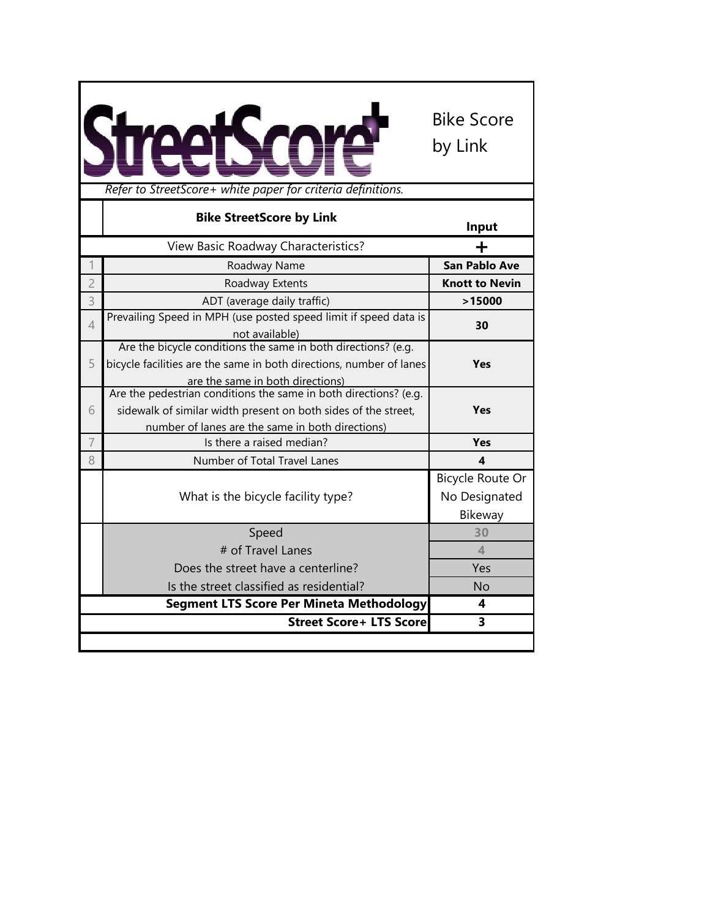# StreetScore+

Bike Score by Link

*Refer to StreetScore+ white paper for criteria definitions.*

| | Bike StreetScore by Link | Input |
|---|---|---|
| | View Basic Roadway Characteristics? | + |
| 1 | Roadway Name | **San Pablo Ave** |
| 2 | Roadway Extents | **Knott to Nevin** |
| 3 | ADT (average daily traffic) | **>15000** |
| 4 | Prevailing Speed in MPH (use posted speed limit if speed data is not available) | **30** |
| 5 | Are the bicycle conditions the same in both directions? (e.g. bicycle facilities are the same in both directions, number of lanes are the same in both directions) | **Yes** |
| 6 | Are the pedestrian conditions the same in both directions? (e.g. sidewalk of similar width present on both sides of the street, number of lanes are the same in both directions) | **Yes** |
| 7 | Is there a raised median? | **Yes** |
| 8 | Number of Total Travel Lanes | **4** |
| | What is the bicycle facility type? | Bicycle Route Or No Designated Bikeway |
| | Speed | 30 |
| | # of Travel Lanes | 4 |
| | Does the street have a centerline? | Yes |
| | Is the street classified as residential? | No |
| | **Segment LTS Score Per Mineta Methodology** | **4** |
| | **Street Score+ LTS Score** | **3** |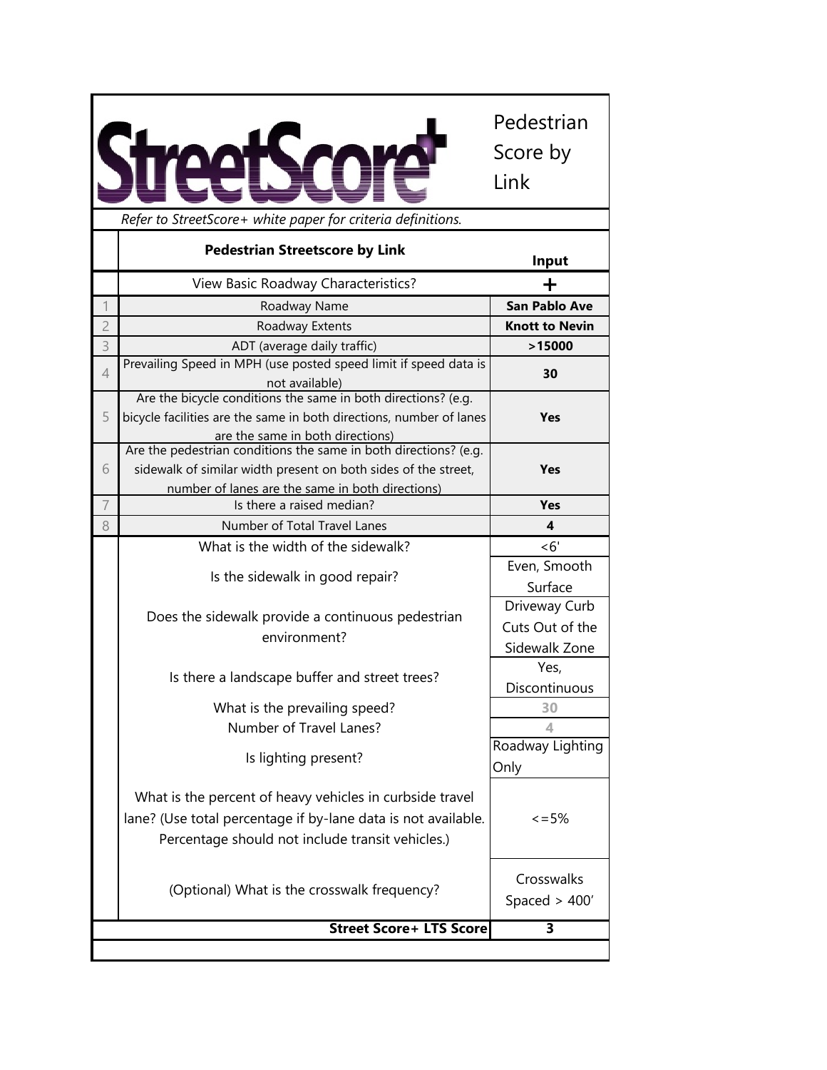# StreetScore+ Pedestrian Score by Link

*Refer to StreetScore+ white paper for criteria definitions.*

| | Pedestrian Streetscore by Link | Input |
|---|---|---|
| | View Basic Roadway Characteristics? | + |
| 1 | Roadway Name | **San Pablo Ave** |
| 2 | Roadway Extents | **Knott to Nevin** |
| 3 | ADT (average daily traffic) | **>15000** |
| 4 | Prevailing Speed in MPH (use posted speed limit if speed data is not available) | **30** |
| 5 | Are the bicycle conditions the same in both directions? (e.g. bicycle facilities are the same in both directions, number of lanes are the same in both directions) | **Yes** |
| 6 | Are the pedestrian conditions the same in both directions? (e.g. sidewalk of similar width present on both sides of the street, number of lanes are the same in both directions) | **Yes** |
| 7 | Is there a raised median? | **Yes** |
| 8 | Number of Total Travel Lanes | **4** |
| | What is the width of the sidewalk? | <6' |
| | Is the sidewalk in good repair? | Even, Smooth Surface |
| | Does the sidewalk provide a continuous pedestrian environment? | Driveway Curb Cuts Out of the Sidewalk Zone |
| | Is there a landscape buffer and street trees? | Yes, Discontinuous |
| | What is the prevailing speed? | 30 |
| | Number of Travel Lanes? | 4 |
| | Is lighting present? | Roadway Lighting Only |
| | What is the percent of heavy vehicles in curbside travel lane? (Use total percentage if by-lane data is not available. Percentage should not include transit vehicles.) | <=5% |
| | (Optional) What is the crosswalk frequency? | Crosswalks Spaced > 400' |
| | **Street Score+ LTS Score** | **3** |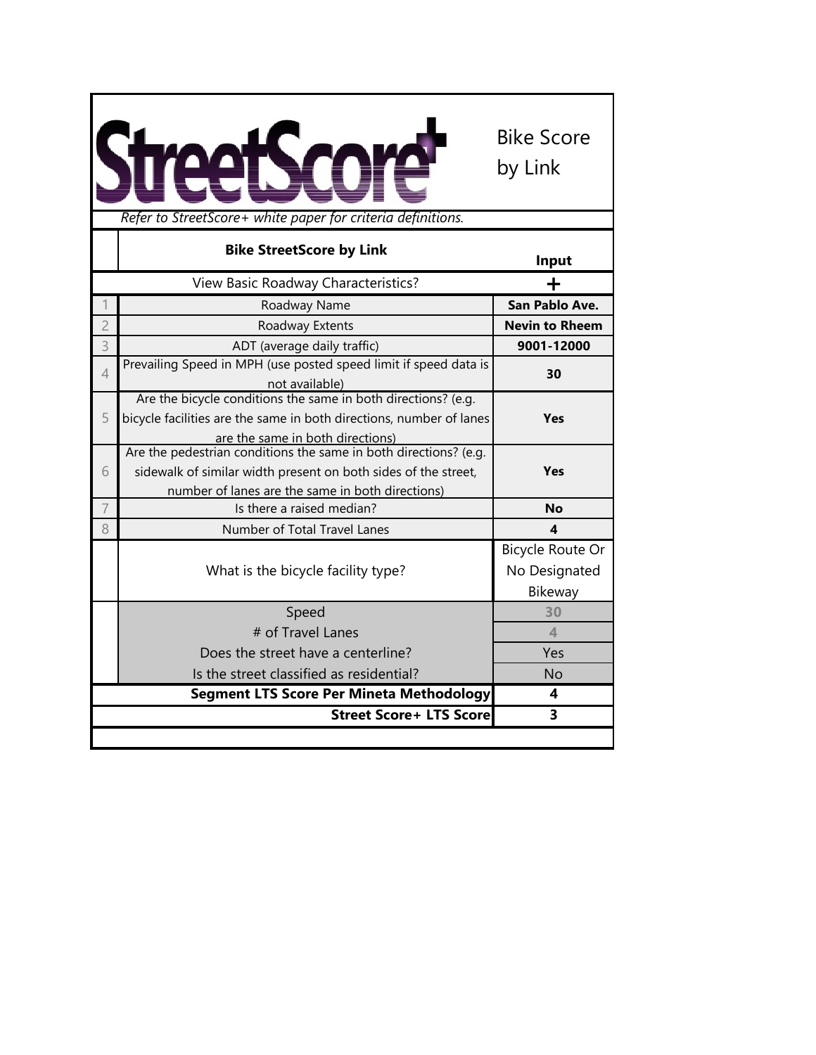# StreetScore+

Bike Score by Link

*Refer to StreetScore+ white paper for criteria definitions.*

| | Bike StreetScore by Link | Input |
|---|---|---|
| | View Basic Roadway Characteristics? | + |
| 1 | Roadway Name | **San Pablo Ave.** |
| 2 | Roadway Extents | **Nevin to Rheem** |
| 3 | ADT (average daily traffic) | **9001-12000** |
| 4 | Prevailing Speed in MPH (use posted speed limit if speed data is not available) | **30** |
| 5 | Are the bicycle conditions the same in both directions? (e.g. bicycle facilities are the same in both directions, number of lanes are the same in both directions) | **Yes** |
| 6 | Are the pedestrian conditions the same in both directions? (e.g. sidewalk of similar width present on both sides of the street, number of lanes are the same in both directions) | **Yes** |
| 7 | Is there a raised median? | **No** |
| 8 | Number of Total Travel Lanes | **4** |
| | What is the bicycle facility type? | Bicycle Route Or No Designated Bikeway |
| | Speed | 30 |
| | # of Travel Lanes | 4 |
| | Does the street have a centerline? | Yes |
| | Is the street classified as residential? | No |
| | **Segment LTS Score Per Mineta Methodology** | **4** |
| | **Street Score+ LTS Score** | **3** |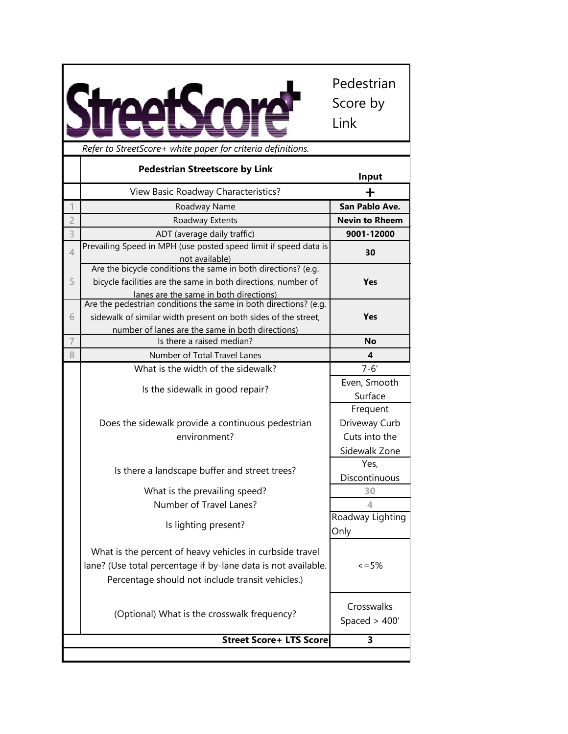# StreetScore+ Pedestrian Score by Link

*Refer to StreetScore+ white paper for criteria definitions.*

| | Pedestrian Streetscore by Link | Input |
|---|---|---|
| | View Basic Roadway Characteristics? | + |
| 1 | Roadway Name | **San Pablo Ave.** |
| 2 | Roadway Extents | **Nevin to Rheem** |
| 3 | ADT (average daily traffic) | **9001-12000** |
| 4 | Prevailing Speed in MPH (use posted speed limit if speed data is not available) | **30** |
| 5 | Are the bicycle conditions the same in both directions? (e.g. bicycle facilities are the same in both directions, number of lanes are the same in both directions) | **Yes** |
| 6 | Are the pedestrian conditions the same in both directions? (e.g. sidewalk of similar width present on both sides of the street, number of lanes are the same in both directions) | **Yes** |
| 7 | Is there a raised median? | **No** |
| 8 | Number of Total Travel Lanes | **4** |
| | What is the width of the sidewalk? | 7-6' |
| | Is the sidewalk in good repair? | Even, Smooth Surface |
| | Does the sidewalk provide a continuous pedestrian environment? | Frequent Driveway Curb Cuts into the Sidewalk Zone |
| | Is there a landscape buffer and street trees? | Yes, Discontinuous |
| | What is the prevailing speed? | 30 |
| | Number of Travel Lanes? | 4 |
| | Is lighting present? | Roadway Lighting Only |
| | What is the percent of heavy vehicles in curbside travel lane? (Use total percentage if by-lane data is not available. Percentage should not include transit vehicles.) | <=5% |
| | (Optional) What is the crosswalk frequency? | Crosswalks Spaced > 400' |
| | **Street Score+ LTS Score** | **3** |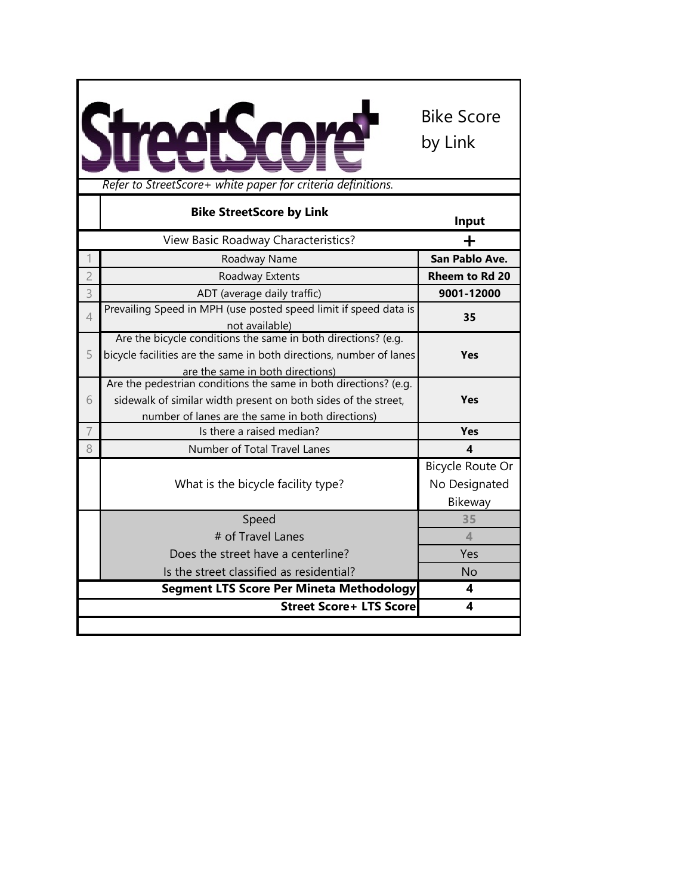# StreetScore+

Bike Score by Link

*Refer to StreetScore+ white paper for criteria definitions.*

| | Bike StreetScore by Link | Input |
|---|---|---|
| | View Basic Roadway Characteristics? | + |
| 1 | Roadway Name | **San Pablo Ave.** |
| 2 | Roadway Extents | **Rheem to Rd 20** |
| 3 | ADT (average daily traffic) | **9001-12000** |
| 4 | Prevailing Speed in MPH (use posted speed limit if speed data is not available) | **35** |
| 5 | Are the bicycle conditions the same in both directions? (e.g. bicycle facilities are the same in both directions, number of lanes are the same in both directions) | **Yes** |
| 6 | Are the pedestrian conditions the same in both directions? (e.g. sidewalk of similar width present on both sides of the street, number of lanes are the same in both directions) | **Yes** |
| 7 | Is there a raised median? | **Yes** |
| 8 | Number of Total Travel Lanes | **4** |
| | What is the bicycle facility type? | Bicycle Route Or No Designated Bikeway |
| | Speed | 35 |
| | # of Travel Lanes | 4 |
| | Does the street have a centerline? | Yes |
| | Is the street classified as residential? | No |
| | **Segment LTS Score Per Mineta Methodology** | **4** |
| | **Street Score+ LTS Score** | **4** |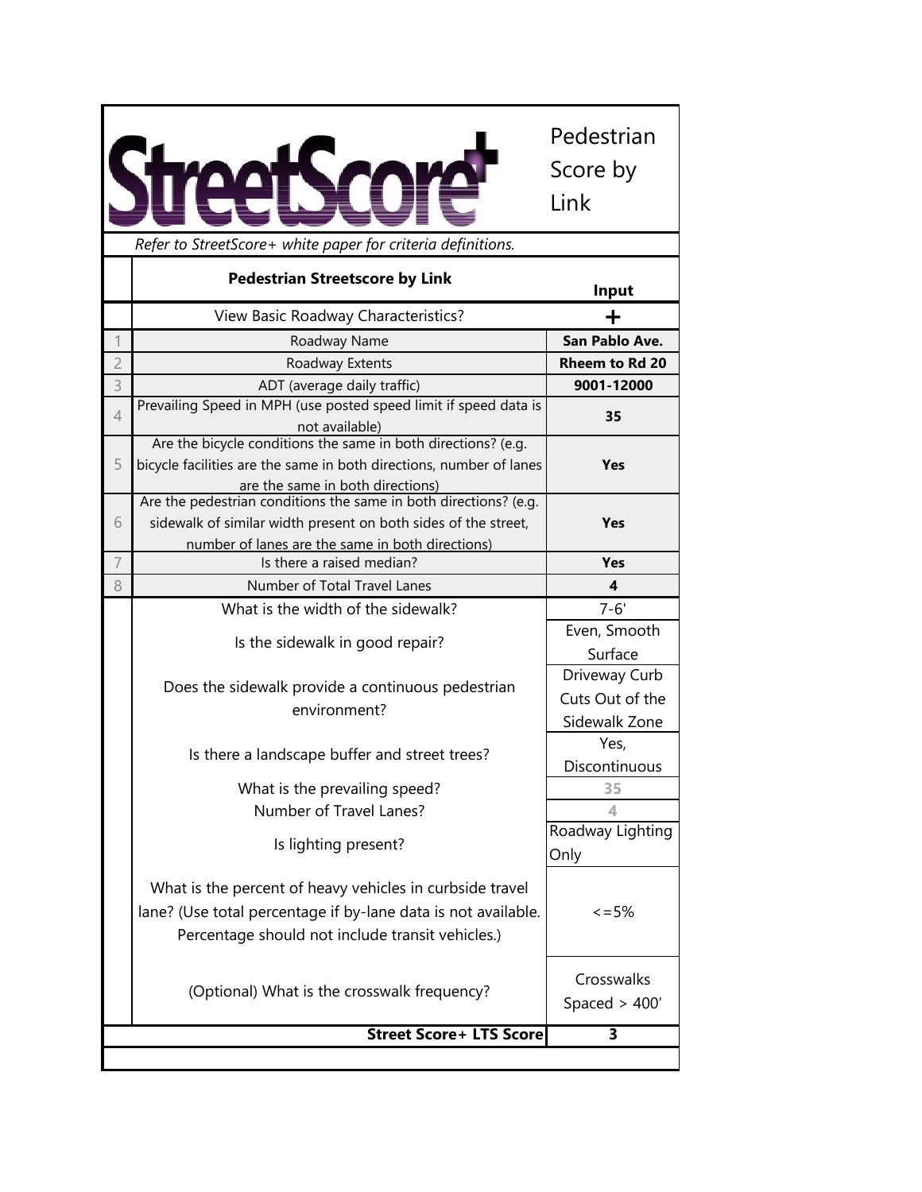# StreetScore+

Pedestrian Score by Link

*Refer to StreetScore+ white paper for criteria definitions.*

| | **Pedestrian Streetscore by Link** | **Input** |
|---|---|---|
| | View Basic Roadway Characteristics? | **+** |
| 1 | Roadway Name | **San Pablo Ave.** |
| 2 | Roadway Extents | **Rheem to Rd 20** |
| 3 | ADT (average daily traffic) | **9001-12000** |
| 4 | Prevailing Speed in MPH (use posted speed limit if speed data is not available) | **35** |
| 5 | Are the bicycle conditions the same in both directions? (e.g. bicycle facilities are the same in both directions, number of lanes are the same in both directions) | **Yes** |
| 6 | Are the pedestrian conditions the same in both directions? (e.g. sidewalk of similar width present on both sides of the street, number of lanes are the same in both directions) | **Yes** |
| 7 | Is there a raised median? | **Yes** |
| 8 | Number of Total Travel Lanes | **4** |
| | What is the width of the sidewalk? | 7-6' |
| | Is the sidewalk in good repair? | Even, Smooth Surface |
| | Does the sidewalk provide a continuous pedestrian environment? | Driveway Curb Cuts Out of the Sidewalk Zone |
| | Is there a landscape buffer and street trees? | Yes, Discontinuous |
| | What is the prevailing speed? | 35 |
| | Number of Travel Lanes? | 4 |
| | Is lighting present? | Roadway Lighting Only |
| | What is the percent of heavy vehicles in curbside travel lane? (Use total percentage if by-lane data is not available. Percentage should not include transit vehicles.) | <=5% |
| | (Optional) What is the crosswalk frequency? | Crosswalks Spaced > 400' |
| | **Street Score+ LTS Score** | **3** |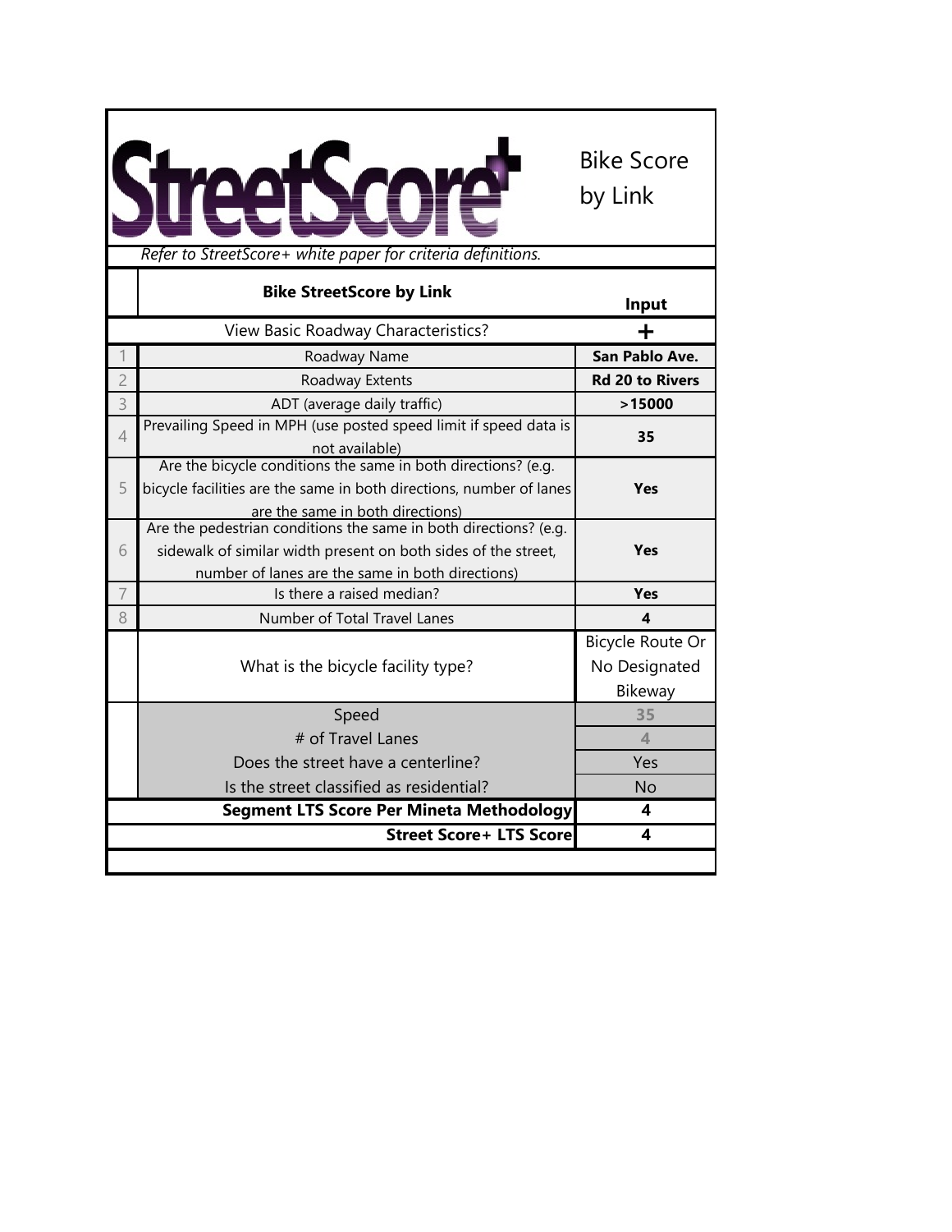# StreetScore+

Bike Score by Link

*Refer to StreetScore+ white paper for criteria definitions.*

| | Bike StreetScore by Link | Input |
|---|---|---|
| | View Basic Roadway Characteristics? | + |
| 1 | Roadway Name | **San Pablo Ave.** |
| 2 | Roadway Extents | **Rd 20 to Rivers** |
| 3 | ADT (average daily traffic) | **>15000** |
| 4 | Prevailing Speed in MPH (use posted speed limit if speed data is not available) | **35** |
| 5 | Are the bicycle conditions the same in both directions? (e.g. bicycle facilities are the same in both directions, number of lanes are the same in both directions) | **Yes** |
| 6 | Are the pedestrian conditions the same in both directions? (e.g. sidewalk of similar width present on both sides of the street, number of lanes are the same in both directions) | **Yes** |
| 7 | Is there a raised median? | **Yes** |
| 8 | Number of Total Travel Lanes | **4** |
| | What is the bicycle facility type? | Bicycle Route Or No Designated Bikeway |
| | Speed | 35 |
| | # of Travel Lanes | 4 |
| | Does the street have a centerline? | Yes |
| | Is the street classified as residential? | No |
| | **Segment LTS Score Per Mineta Methodology** | **4** |
| | **Street Score+ LTS Score** | **4** |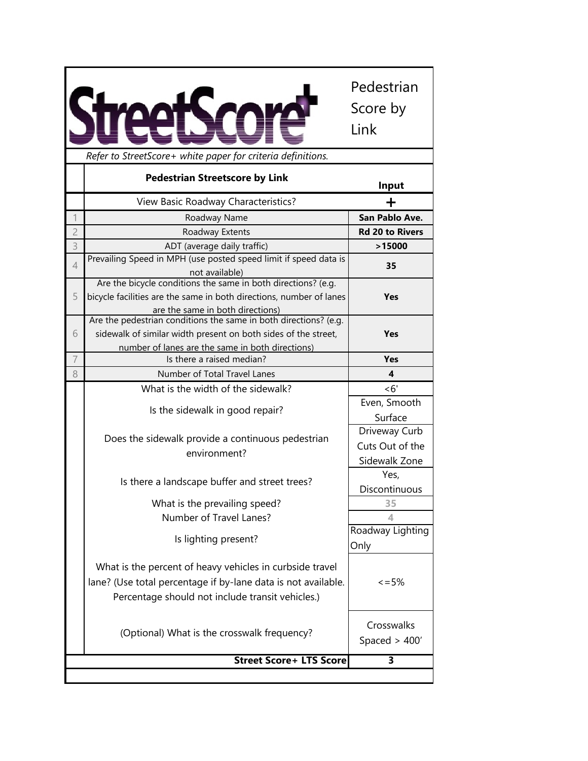# StreetScore+ Pedestrian Score by Link

*Refer to StreetScore+ white paper for criteria definitions.*

| | Pedestrian Streetscore by Link | Input |
|---|---|---|
| | View Basic Roadway Characteristics? | + |
| 1 | Roadway Name | **San Pablo Ave.** |
| 2 | Roadway Extents | **Rd 20 to Rivers** |
| 3 | ADT (average daily traffic) | **>15000** |
| 4 | Prevailing Speed in MPH (use posted speed limit if speed data is not available) | **35** |
| 5 | Are the bicycle conditions the same in both directions? (e.g. bicycle facilities are the same in both directions, number of lanes are the same in both directions) | **Yes** |
| 6 | Are the pedestrian conditions the same in both directions? (e.g. sidewalk of similar width present on both sides of the street, number of lanes are the same in both directions) | **Yes** |
| 7 | Is there a raised median? | **Yes** |
| 8 | Number of Total Travel Lanes | **4** |
| | What is the width of the sidewalk? | <6' |
| | Is the sidewalk in good repair? | Even, Smooth Surface |
| | Does the sidewalk provide a continuous pedestrian environment? | Driveway Curb Cuts Out of the Sidewalk Zone |
| | Is there a landscape buffer and street trees? | Yes, Discontinuous |
| | What is the prevailing speed? | 35 |
| | Number of Travel Lanes? | 4 |
| | Is lighting present? | Roadway Lighting Only |
| | What is the percent of heavy vehicles in curbside travel lane? (Use total percentage if by-lane data is not available. Percentage should not include transit vehicles.) | <=5% |
| | (Optional) What is the crosswalk frequency? | Crosswalks Spaced > 400' |
| | **Street Score+ LTS Score** | **3** |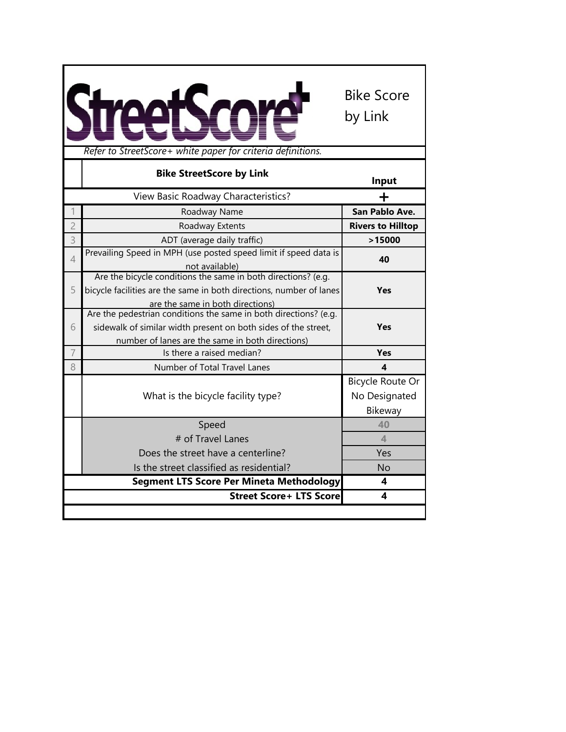# StreetScore+

Bike Score by Link

*Refer to StreetScore+ white paper for criteria definitions.*

| | Bike StreetScore by Link | Input |
|---|---|---|
| | View Basic Roadway Characteristics? | + |
| 1 | Roadway Name | **San Pablo Ave.** |
| 2 | Roadway Extents | **Rivers to Hilltop** |
| 3 | ADT (average daily traffic) | **>15000** |
| 4 | Prevailing Speed in MPH (use posted speed limit if speed data is not available) | **40** |
| 5 | Are the bicycle conditions the same in both directions? (e.g. bicycle facilities are the same in both directions, number of lanes are the same in both directions) | **Yes** |
| 6 | Are the pedestrian conditions the same in both directions? (e.g. sidewalk of similar width present on both sides of the street, number of lanes are the same in both directions) | **Yes** |
| 7 | Is there a raised median? | **Yes** |
| 8 | Number of Total Travel Lanes | **4** |
| | What is the bicycle facility type? | Bicycle Route Or No Designated Bikeway |
| | Speed | 40 |
| | # of Travel Lanes | 4 |
| | Does the street have a centerline? | Yes |
| | Is the street classified as residential? | No |
| | **Segment LTS Score Per Mineta Methodology** | **4** |
| | **Street Score+ LTS Score** | **4** |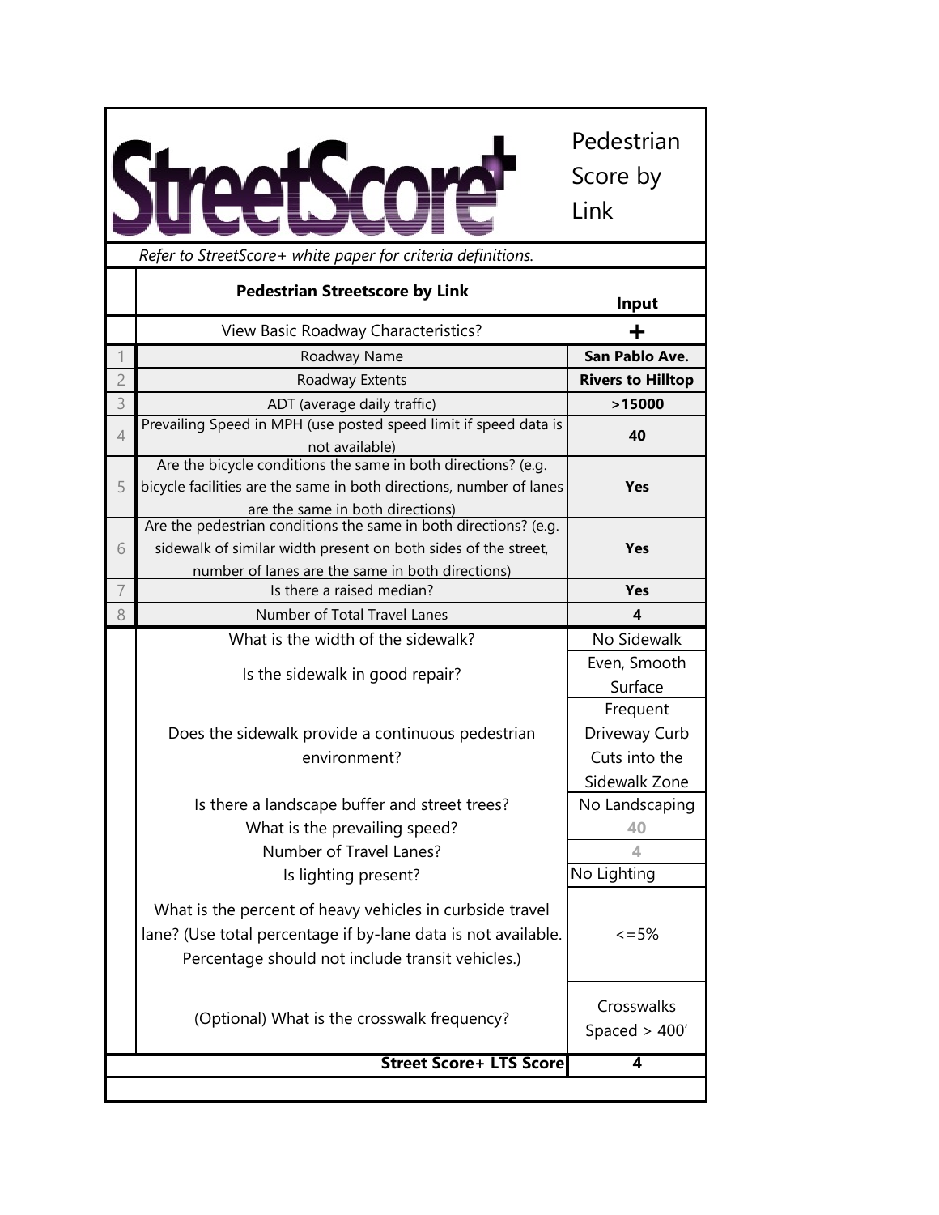# StreetScore+

Pedestrian Score by Link

*Refer to StreetScore+ white paper for criteria definitions.*

| | Pedestrian Streetscore by Link | Input |
|---|---|---|
| | View Basic Roadway Characteristics? | + |
| 1 | Roadway Name | **San Pablo Ave.** |
| 2 | Roadway Extents | **Rivers to Hilltop** |
| 3 | ADT (average daily traffic) | **>15000** |
| 4 | Prevailing Speed in MPH (use posted speed limit if speed data is not available) | **40** |
| 5 | Are the bicycle conditions the same in both directions? (e.g. bicycle facilities are the same in both directions, number of lanes are the same in both directions) | **Yes** |
| 6 | Are the pedestrian conditions the same in both directions? (e.g. sidewalk of similar width present on both sides of the street, number of lanes are the same in both directions) | **Yes** |
| 7 | Is there a raised median? | **Yes** |
| 8 | Number of Total Travel Lanes | **4** |
| | What is the width of the sidewalk? | No Sidewalk |
| | Is the sidewalk in good repair? | Even, Smooth Surface |
| | Does the sidewalk provide a continuous pedestrian environment? | Frequent Driveway Curb Cuts into the Sidewalk Zone |
| | Is there a landscape buffer and street trees? | No Landscaping |
| | What is the prevailing speed? | 40 |
| | Number of Travel Lanes? | 4 |
| | Is lighting present? | No Lighting |
| | What is the percent of heavy vehicles in curbside travel lane? (Use total percentage if by-lane data is not available. Percentage should not include transit vehicles.) | <=5% |
| | (Optional) What is the crosswalk frequency? | Crosswalks Spaced > 400' |
| | **Street Score+ LTS Score** | **4** |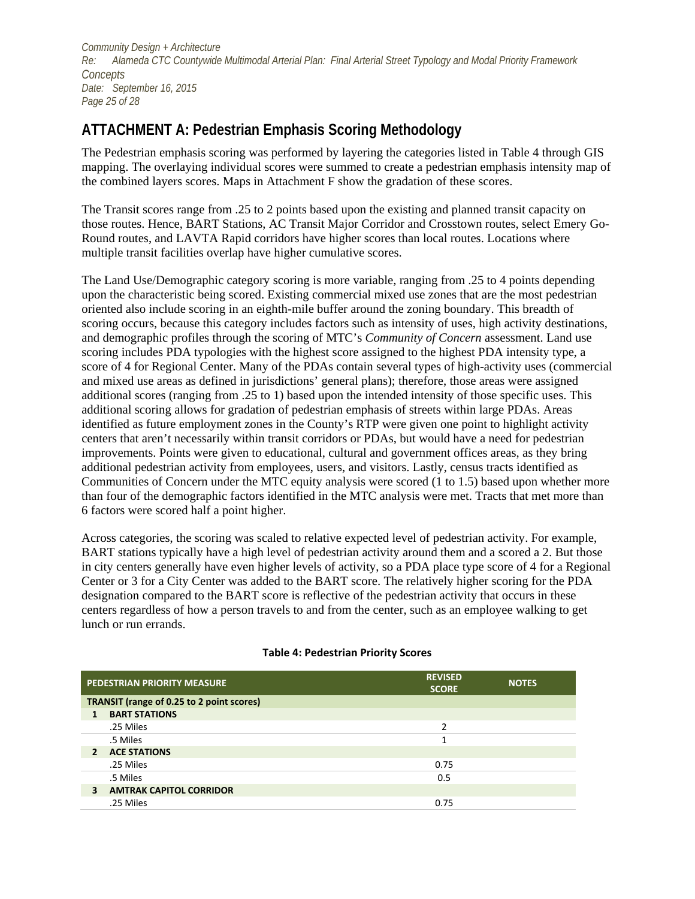## ATTACHMENT A: Pedestrian Emphasis Scoring Methodology

The Pedestrian emphasis scoring was performed by layering the categories listed in Table 4 through GIS mapping. The overlaying individual scores were summed to create a pedestrian emphasis intensity map of the combined layers scores. Maps in Attachment F show the gradation of these scores.

The Transit scores range from .25 to 2 points based upon the existing and planned transit capacity on those routes. Hence, BART Stations, AC Transit Major Corridor and Crosstown routes, select Emery Go-Round routes, and LAVTA Rapid corridors have higher scores than local routes. Locations where multiple transit facilities overlap have higher cumulative scores.

The Land Use/Demographic category scoring is more variable, ranging from .25 to 4 points depending upon the characteristic being scored. Existing commercial mixed use zones that are the most pedestrian oriented also include scoring in an eighth-mile buffer around the zoning boundary. This breadth of scoring occurs, because this category includes factors such as intensity of uses, high activity destinations, and demographic profiles through the scoring of MTC's *Community of Concern* assessment. Land use scoring includes PDA typologies with the highest score assigned to the highest PDA intensity type, a score of 4 for Regional Center. Many of the PDAs contain several types of high-activity uses (commercial and mixed use areas as defined in jurisdictions' general plans); therefore, those areas were assigned additional scores (ranging from .25 to 1) based upon the intended intensity of those specific uses. This additional scoring allows for gradation of pedestrian emphasis of streets within large PDAs. Areas identified as future employment zones in the County's RTP were given one point to highlight activity centers that aren't necessarily within transit corridors or PDAs, but would have a need for pedestrian improvements. Points were given to educational, cultural and government offices areas, as they bring additional pedestrian activity from employees, users, and visitors. Lastly, census tracts identified as Communities of Concern under the MTC equity analysis were scored (1 to 1.5) based upon whether more than four of the demographic factors identified in the MTC analysis were met. Tracts that met more than 6 factors were scored half a point higher.

Across categories, the scoring was scaled to relative expected level of pedestrian activity. For example, BART stations typically have a high level of pedestrian activity around them and a scored a 2. But those in city centers generally have even higher levels of activity, so a PDA place type score of 4 for a Regional Center or 3 for a City Center was added to the BART score. The relatively higher scoring for the PDA designation compared to the BART score is reflective of the pedestrian activity that occurs in these centers regardless of how a person travels to and from the center, such as an employee walking to get lunch or run errands.

**Table 4: Pedestrian Priority Scores**

| | PEDESTRIAN PRIORITY MEASURE | REVISED SCORE | NOTES |
|---|---|---|---|
| **TRANSIT (range of 0.25 to 2 point scores)** | | | |
| **1** | **BART STATIONS** | | |
| | .25 Miles | 2 | |
| | .5 Miles | 1 | |
| **2** | **ACE STATIONS** | | |
| | .25 Miles | 0.75 | |
| | .5 Miles | 0.5 | |
| **3** | **AMTRAK CAPITOL CORRIDOR** | | |
| | .25 Miles | 0.75 | |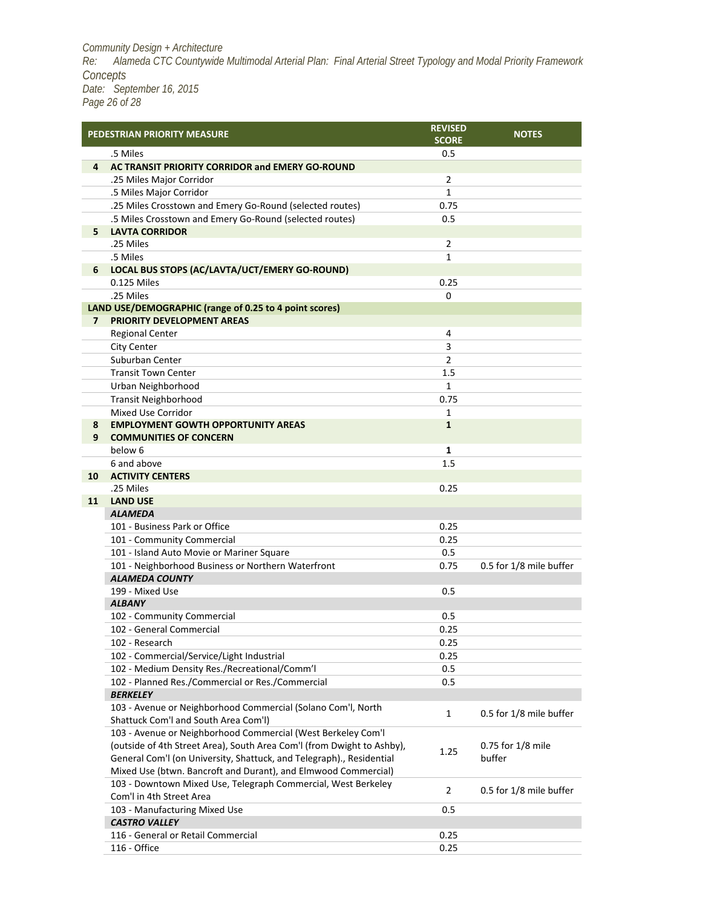| | PEDESTRIAN PRIORITY MEASURE | REVISED SCORE | NOTES |
|---|---|---|---|
| | .5 Miles | 0.5 | |
| **4** | **AC TRANSIT PRIORITY CORRIDOR and EMERY GO-ROUND** | | |
| | .25 Miles Major Corridor | 2 | |
| | .5 Miles Major Corridor | 1 | |
| | .25 Miles Crosstown and Emery Go-Round (selected routes) | 0.75 | |
| | .5 Miles Crosstown and Emery Go-Round (selected routes) | 0.5 | |
| **5** | **LAVTA CORRIDOR** | | |
| | .25 Miles | 2 | |
| | .5 Miles | 1 | |
| **6** | **LOCAL BUS STOPS (AC/LAVTA/UCT/EMERY GO-ROUND)** | | |
| | 0.125 Miles | 0.25 | |
| | .25 Miles | 0 | |
| **LAND USE/DEMOGRAPHIC (range of 0.25 to 4 point scores)** | | | |
| **7** | **PRIORITY DEVELOPMENT AREAS** | | |
| | Regional Center | 4 | |
| | City Center | 3 | |
| | Suburban Center | 2 | |
| | Transit Town Center | 1.5 | |
| | Urban Neighborhood | 1 | |
| | Transit Neighborhood | 0.75 | |
| | Mixed Use Corridor | 1 | |
| **8** | **EMPLOYMENT GOWTH OPPORTUNITY AREAS** | **1** | |
| **9** | **COMMUNITIES OF CONCERN** | | |
| | below 6 | **1** | |
| | 6 and above | 1.5 | |
| **10** | **ACTIVITY CENTERS** | | |
| | .25 Miles | 0.25 | |
| **11** | **LAND USE** | | |
| | ***ALAMEDA*** | | |
| | 101 - Business Park or Office | 0.25 | |
| | 101 - Community Commercial | 0.25 | |
| | 101 - Island Auto Movie or Mariner Square | 0.5 | |
| | 101 - Neighborhood Business or Northern Waterfront | 0.75 | 0.5 for 1/8 mile buffer |
| | ***ALAMEDA COUNTY*** | | |
| | 199 - Mixed Use | 0.5 | |
| | ***ALBANY*** | | |
| | 102 - Community Commercial | 0.5 | |
| | 102 - General Commercial | 0.25 | |
| | 102 - Research | 0.25 | |
| | 102 - Commercial/Service/Light Industrial | 0.25 | |
| | 102 - Medium Density Res./Recreational/Comm'l | 0.5 | |
| | 102 - Planned Res./Commercial or Res./Commercial | 0.5 | |
| | ***BERKELEY*** | | |
| | 103 - Avenue or Neighborhood Commercial (Solano Com'l, North Shattuck Com'l and South Area Com'l) | 1 | 0.5 for 1/8 mile buffer |
| | 103 - Avenue or Neighborhood Commercial (West Berkeley Com'l (outside of 4th Street Area), South Area Com'l (from Dwight to Ashby), General Com'l (on University, Shattuck, and Telegraph)., Residential Mixed Use (btwn. Bancroft and Durant), and Elmwood Commercial) | 1.25 | 0.75 for 1/8 mile buffer |
| | 103 - Downtown Mixed Use, Telegraph Commercial, West Berkeley Com'l in 4th Street Area | 2 | 0.5 for 1/8 mile buffer |
| | 103 - Manufacturing Mixed Use | 0.5 | |
| | ***CASTRO VALLEY*** | | |
| | 116 - General or Retail Commercial | 0.25 | |
| | 116 - Office | 0.25 | |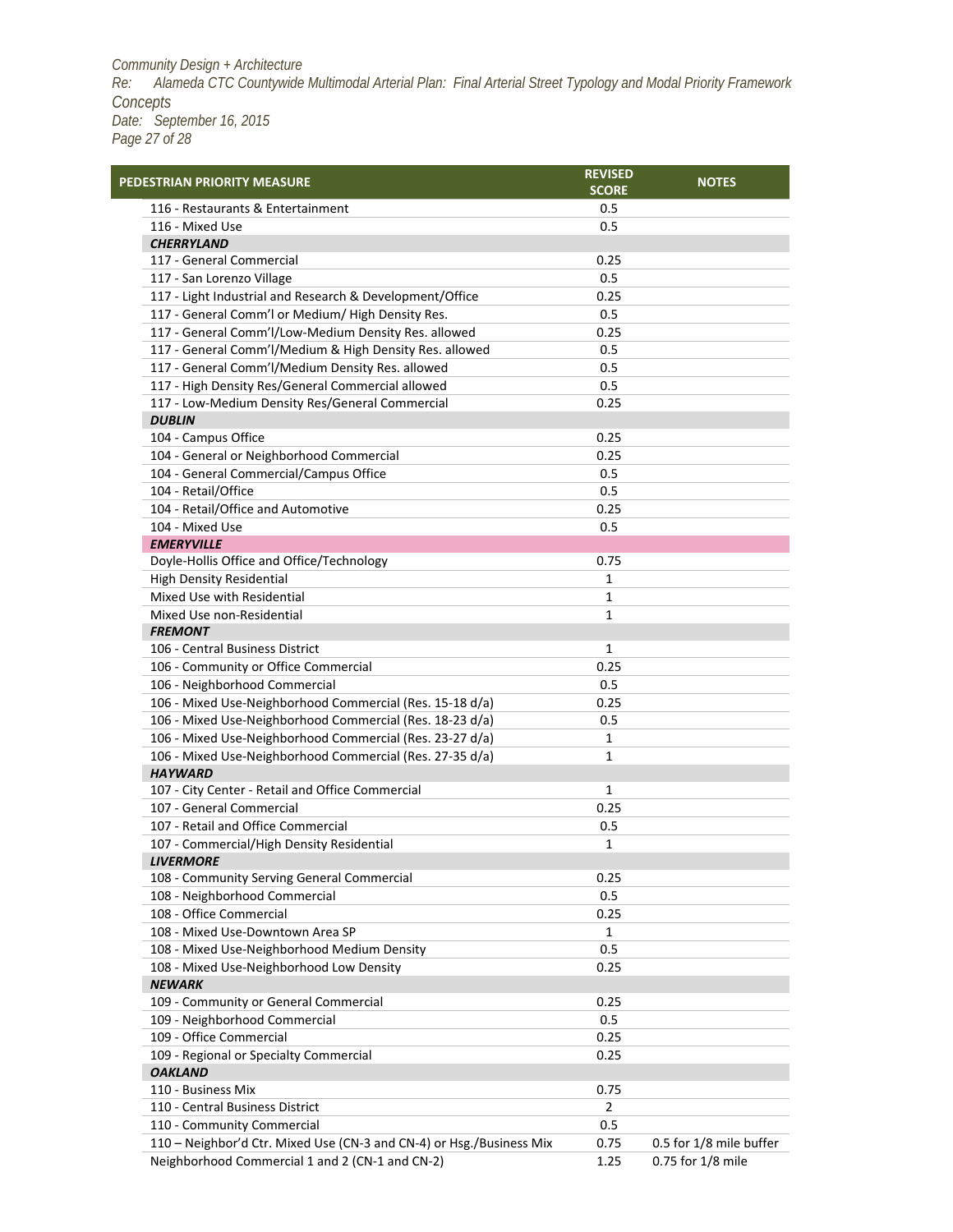| PEDESTRIAN PRIORITY MEASURE | REVISED SCORE | NOTES |
|---|---|---|
| 116 - Restaurants & Entertainment | 0.5 | |
| 116 - Mixed Use | 0.5 | |
| ***CHERRYLAND*** | | |
| 117 - General Commercial | 0.25 | |
| 117 - San Lorenzo Village | 0.5 | |
| 117 - Light Industrial and Research & Development/Office | 0.25 | |
| 117 - General Comm'l or Medium/ High Density Res. | 0.5 | |
| 117 - General Comm'l/Low-Medium Density Res. allowed | 0.25 | |
| 117 - General Comm'l/Medium & High Density Res. allowed | 0.5 | |
| 117 - General Comm'l/Medium Density Res. allowed | 0.5 | |
| 117 - High Density Res/General Commercial allowed | 0.5 | |
| 117 - Low-Medium Density Res/General Commercial | 0.25 | |
| ***DUBLIN*** | | |
| 104 - Campus Office | 0.25 | |
| 104 - General or Neighborhood Commercial | 0.25 | |
| 104 - General Commercial/Campus Office | 0.5 | |
| 104 - Retail/Office | 0.5 | |
| 104 - Retail/Office and Automotive | 0.25 | |
| 104 - Mixed Use | 0.5 | |
| ***EMERYVILLE*** | | |
| Doyle-Hollis Office and Office/Technology | 0.75 | |
| High Density Residential | 1 | |
| Mixed Use with Residential | 1 | |
| Mixed Use non-Residential | 1 | |
| ***FREMONT*** | | |
| 106 - Central Business District | 1 | |
| 106 - Community or Office Commercial | 0.25 | |
| 106 - Neighborhood Commercial | 0.5 | |
| 106 - Mixed Use-Neighborhood Commercial (Res. 15-18 d/a) | 0.25 | |
| 106 - Mixed Use-Neighborhood Commercial (Res. 18-23 d/a) | 0.5 | |
| 106 - Mixed Use-Neighborhood Commercial (Res. 23-27 d/a) | 1 | |
| 106 - Mixed Use-Neighborhood Commercial (Res. 27-35 d/a) | 1 | |
| ***HAYWARD*** | | |
| 107 - City Center - Retail and Office Commercial | 1 | |
| 107 - General Commercial | 0.25 | |
| 107 - Retail and Office Commercial | 0.5 | |
| 107 - Commercial/High Density Residential | 1 | |
| ***LIVERMORE*** | | |
| 108 - Community Serving General Commercial | 0.25 | |
| 108 - Neighborhood Commercial | 0.5 | |
| 108 - Office Commercial | 0.25 | |
| 108 - Mixed Use-Downtown Area SP | 1 | |
| 108 - Mixed Use-Neighborhood Medium Density | 0.5 | |
| 108 - Mixed Use-Neighborhood Low Density | 0.25 | |
| ***NEWARK*** | | |
| 109 - Community or General Commercial | 0.25 | |
| 109 - Neighborhood Commercial | 0.5 | |
| 109 - Office Commercial | 0.25 | |
| 109 - Regional or Specialty Commercial | 0.25 | |
| ***OAKLAND*** | | |
| 110 - Business Mix | 0.75 | |
| 110 - Central Business District | 2 | |
| 110 - Community Commercial | 0.5 | |
| 110 – Neighbor'd Ctr. Mixed Use (CN-3 and CN-4) or Hsg./Business Mix | 0.75 | 0.5 for 1/8 mile buffer |
| Neighborhood Commercial 1 and 2 (CN-1 and CN-2) | 1.25 | 0.75 for 1/8 mile |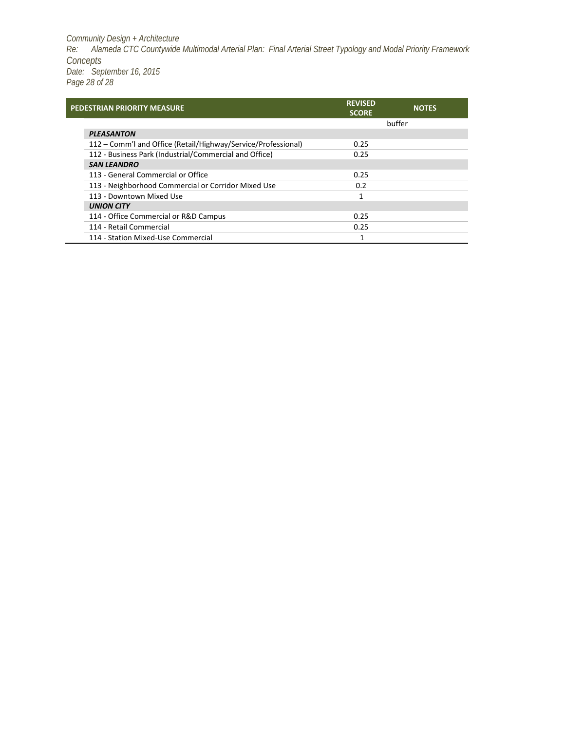| PEDESTRIAN PRIORITY MEASURE | REVISED SCORE | NOTES |
|---|---|---|
| | | buffer |
| ***PLEASANTON*** | | |
| 112 – Comm'l and Office (Retail/Highway/Service/Professional) | 0.25 | |
| 112 - Business Park (Industrial/Commercial and Office) | 0.25 | |
| ***SAN LEANDRO*** | | |
| 113 - General Commercial or Office | 0.25 | |
| 113 - Neighborhood Commercial or Corridor Mixed Use | 0.2 | |
| 113 - Downtown Mixed Use | 1 | |
| ***UNION CITY*** | | |
| 114 - Office Commercial or R&D Campus | 0.25 | |
| 114 - Retail Commercial | 0.25 | |
| 114 - Station Mixed-Use Commercial | 1 | |